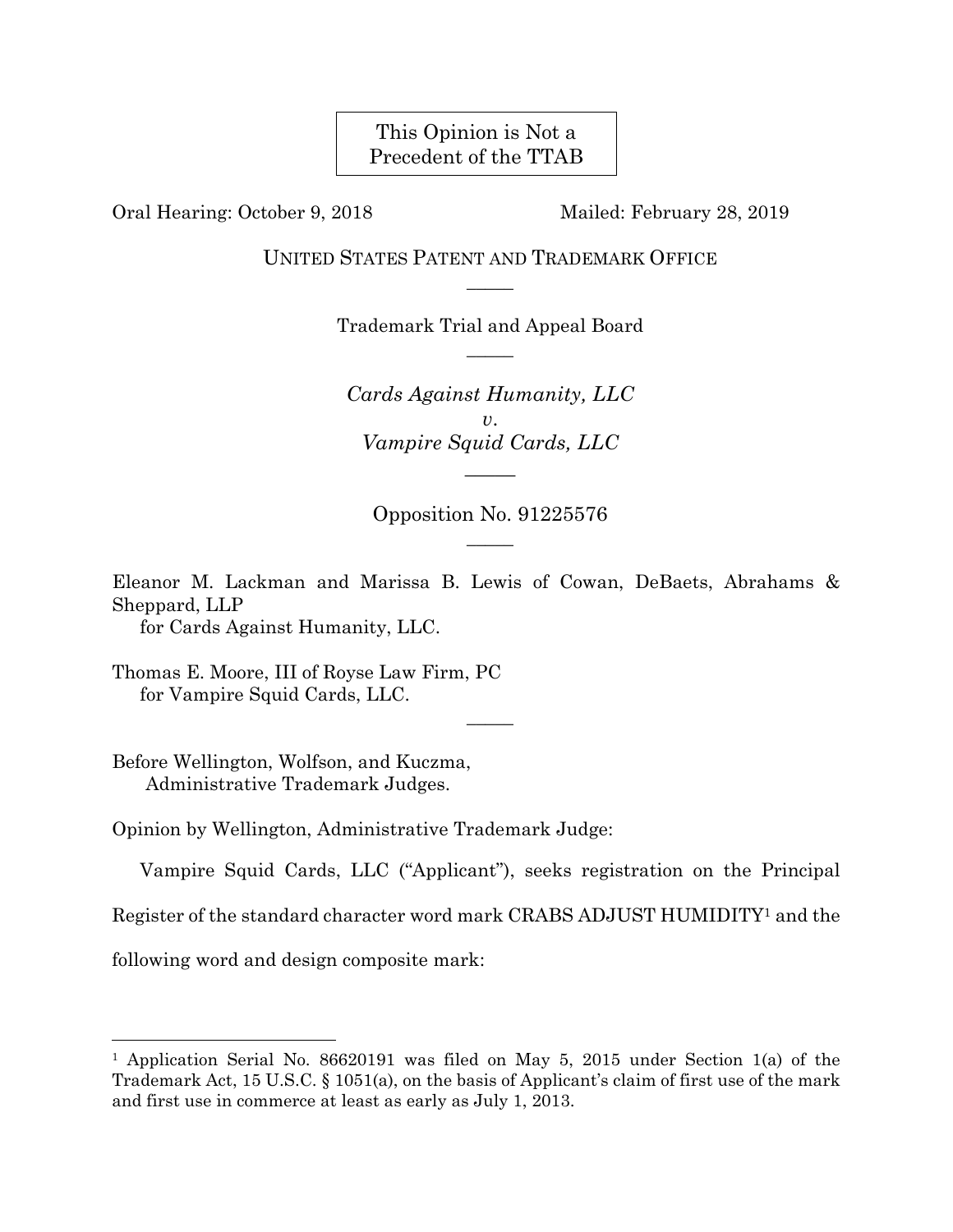This Opinion is Not a Precedent of the TTAB

Oral Hearing: October 9, 2018 Mailed: February 28, 2019

UNITED STATES PATENT AND TRADEMARK OFFICE

Trademark Trial and Appeal Board

*Cards Against Humanity, LLC*
*v.*
*Vampire Squid Cards, LLC*

Opposition No. 91225576

Eleanor M. Lackman and Marissa B. Lewis of Cowan, DeBaets, Abrahams & Sheppard, LLP
for Cards Against Humanity, LLC.

Thomas E. Moore, III of Royse Law Firm, PC
for Vampire Squid Cards, LLC.

Before Wellington, Wolfson, and Kuczma,
Administrative Trademark Judges.

Opinion by Wellington, Administrative Trademark Judge:

Vampire Squid Cards, LLC ("Applicant"), seeks registration on the Principal Register of the standard character word mark CRABS ADJUST HUMIDITY[1] and the following word and design composite mark:

[1] Application Serial No. 86620191 was filed on May 5, 2015 under Section 1(a) of the Trademark Act, 15 U.S.C. § 1051(a), on the basis of Applicant's claim of first use of the mark and first use in commerce at least as early as July 1, 2013.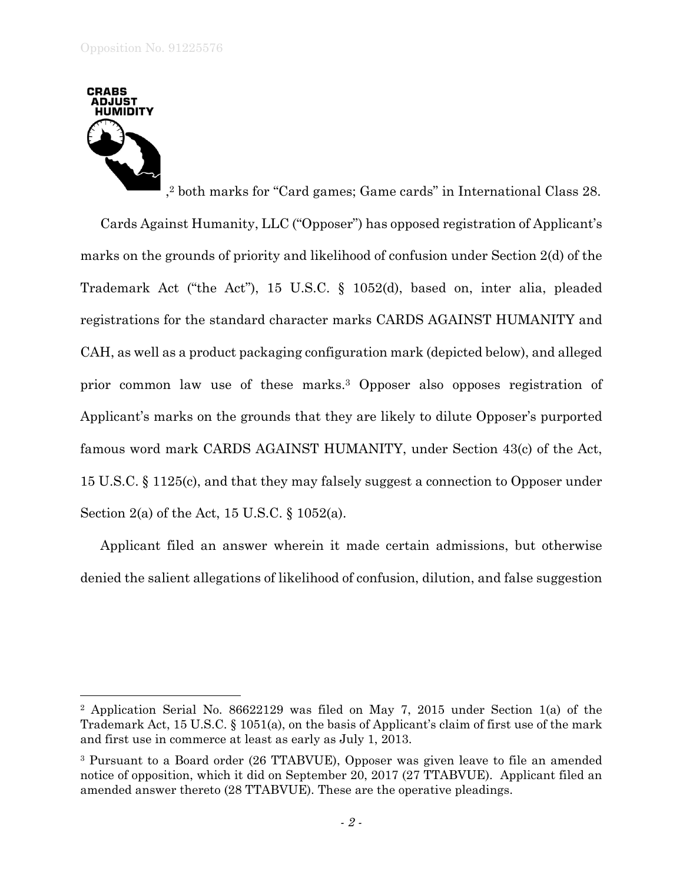CRABS ADJUST HUMIDITY

,[2] both marks for "Card games; Game cards" in International Class 28.

Cards Against Humanity, LLC ("Opposer") has opposed registration of Applicant's marks on the grounds of priority and likelihood of confusion under Section 2(d) of the Trademark Act ("the Act"), 15 U.S.C. § 1052(d), based on, inter alia, pleaded registrations for the standard character marks CARDS AGAINST HUMANITY and CAH, as well as a product packaging configuration mark (depicted below), and alleged prior common law use of these marks.[3] Opposer also opposes registration of Applicant's marks on the grounds that they are likely to dilute Opposer's purported famous word mark CARDS AGAINST HUMANITY, under Section 43(c) of the Act, 15 U.S.C. § 1125(c), and that they may falsely suggest a connection to Opposer under Section 2(a) of the Act, 15 U.S.C. § 1052(a).

Applicant filed an answer wherein it made certain admissions, but otherwise denied the salient allegations of likelihood of confusion, dilution, and false suggestion

---

[2] Application Serial No. 86622129 was filed on May 7, 2015 under Section 1(a) of the Trademark Act, 15 U.S.C. § 1051(a), on the basis of Applicant's claim of first use of the mark and first use in commerce at least as early as July 1, 2013.

[3] Pursuant to a Board order (26 TTABVUE), Opposer was given leave to file an amended notice of opposition, which it did on September 20, 2017 (27 TTABVUE). Applicant filed an amended answer thereto (28 TTABVUE). These are the operative pleadings.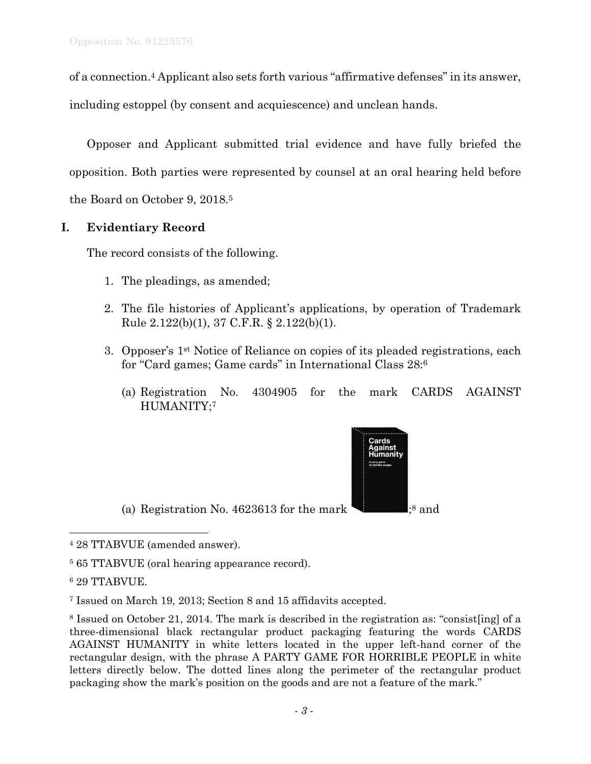of a connection.[4] Applicant also sets forth various "affirmative defenses" in its answer, including estoppel (by consent and acquiescence) and unclean hands.

Opposer and Applicant submitted trial evidence and have fully briefed the opposition. Both parties were represented by counsel at an oral hearing held before the Board on October 9, 2018.[5]

## I. Evidentiary Record

The record consists of the following.

1. The pleadings, as amended;
2. The file histories of Applicant's applications, by operation of Trademark Rule 2.122(b)(1), 37 C.F.R. § 2.122(b)(1).
3. Opposer's 1st Notice of Reliance on copies of its pleaded registrations, each for "Card games; Game cards" in International Class 28:[6]

   (a) Registration No. 4304905 for the mark CARDS AGAINST HUMANITY;[7]

   (a) Registration No. 4623613 for the mark ;[8] and

---

[4] 28 TTABVUE (amended answer).

[5] 65 TTABVUE (oral hearing appearance record).

[6] 29 TTABVUE.

[7] Issued on March 19, 2013; Section 8 and 15 affidavits accepted.

[8] Issued on October 21, 2014. The mark is described in the registration as: "consist[ing] of a three-dimensional black rectangular product packaging featuring the words CARDS AGAINST HUMANITY in white letters located in the upper left-hand corner of the rectangular design, with the phrase A PARTY GAME FOR HORRIBLE PEOPLE in white letters directly below. The dotted lines along the perimeter of the rectangular product packaging show the mark's position on the goods and are not a feature of the mark."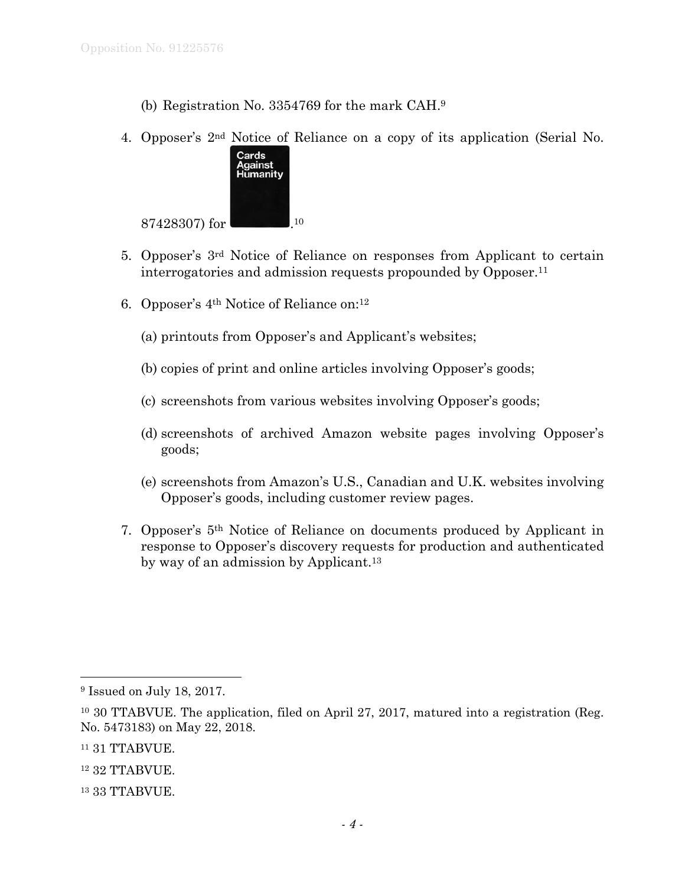(b) Registration No. 3354769 for the mark CAH.[9]

4. Opposer's 2nd Notice of Reliance on a copy of its application (Serial No. 87428307) for Cards Against Humanity.[10]

5. Opposer's 3rd Notice of Reliance on responses from Applicant to certain interrogatories and admission requests propounded by Opposer.[11]

6. Opposer's 4th Notice of Reliance on:[12]

   (a) printouts from Opposer's and Applicant's websites;

   (b) copies of print and online articles involving Opposer's goods;

   (c) screenshots from various websites involving Opposer's goods;

   (d) screenshots of archived Amazon website pages involving Opposer's goods;

   (e) screenshots from Amazon's U.S., Canadian and U.K. websites involving Opposer's goods, including customer review pages.

7. Opposer's 5th Notice of Reliance on documents produced by Applicant in response to Opposer's discovery requests for production and authenticated by way of an admission by Applicant.[13]

---

[9] Issued on July 18, 2017.

[10] 30 TTABVUE. The application, filed on April 27, 2017, matured into a registration (Reg. No. 5473183) on May 22, 2018.

[11] 31 TTABVUE.

[12] 32 TTABVUE.

[13] 33 TTABVUE.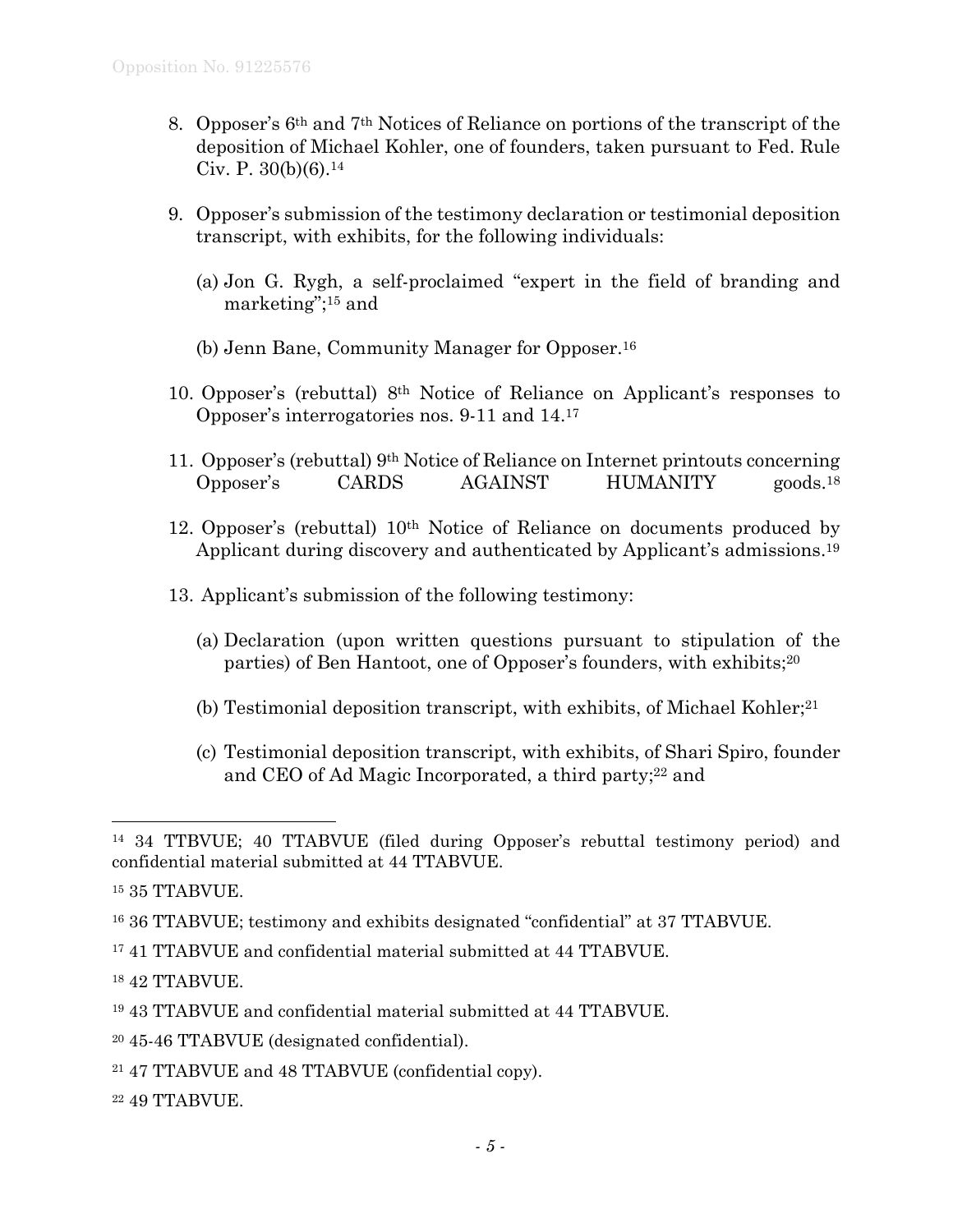8. Opposer's 6th and 7th Notices of Reliance on portions of the transcript of the deposition of Michael Kohler, one of founders, taken pursuant to Fed. Rule Civ. P. 30(b)(6).[14]

9. Opposer's submission of the testimony declaration or testimonial deposition transcript, with exhibits, for the following individuals:

   (a) Jon G. Rygh, a self-proclaimed "expert in the field of branding and marketing";[15] and

   (b) Jenn Bane, Community Manager for Opposer.[16]

10. Opposer's (rebuttal) 8th Notice of Reliance on Applicant's responses to Opposer's interrogatories nos. 9-11 and 14.[17]

11. Opposer's (rebuttal) 9th Notice of Reliance on Internet printouts concerning Opposer's CARDS AGAINST HUMANITY goods.[18]

12. Opposer's (rebuttal) 10th Notice of Reliance on documents produced by Applicant during discovery and authenticated by Applicant's admissions.[19]

13. Applicant's submission of the following testimony:

    (a) Declaration (upon written questions pursuant to stipulation of the parties) of Ben Hantoot, one of Opposer's founders, with exhibits;[20]

    (b) Testimonial deposition transcript, with exhibits, of Michael Kohler;[21]

    (c) Testimonial deposition transcript, with exhibits, of Shari Spiro, founder and CEO of Ad Magic Incorporated, a third party;[22] and

---

[14] 34 TTBVUE; 40 TTABVUE (filed during Opposer's rebuttal testimony period) and confidential material submitted at 44 TTABVUE.

[15] 35 TTABVUE.

[16] 36 TTABVUE; testimony and exhibits designated "confidential" at 37 TTABVUE.

[17] 41 TTABVUE and confidential material submitted at 44 TTABVUE.

[18] 42 TTABVUE.

[19] 43 TTABVUE and confidential material submitted at 44 TTABVUE.

[20] 45-46 TTABVUE (designated confidential).

[21] 47 TTABVUE and 48 TTABVUE (confidential copy).

[22] 49 TTABVUE.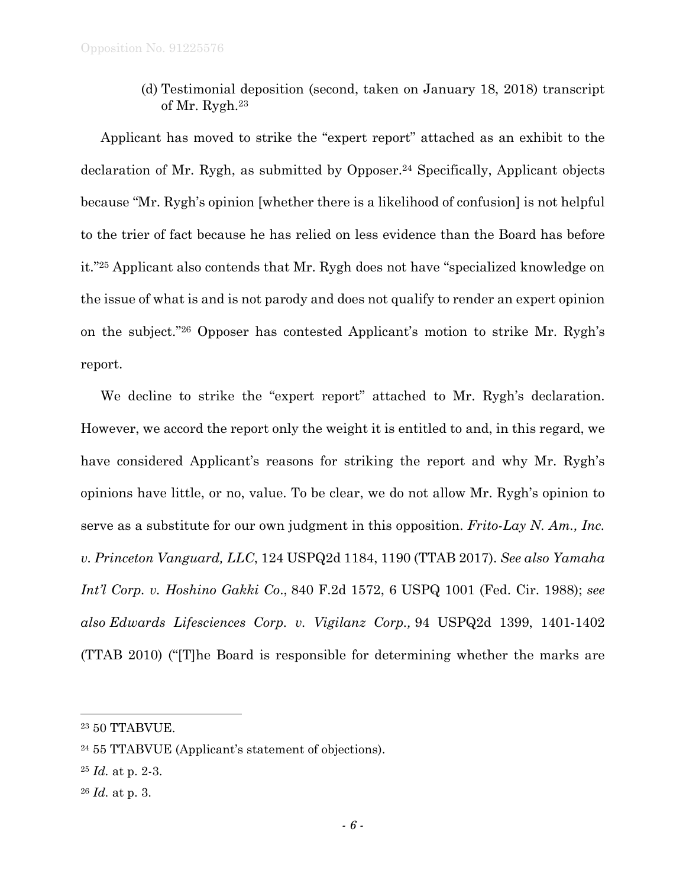(d) Testimonial deposition (second, taken on January 18, 2018) transcript of Mr. Rygh.[23]

Applicant has moved to strike the "expert report" attached as an exhibit to the declaration of Mr. Rygh, as submitted by Opposer.[24] Specifically, Applicant objects because "Mr. Rygh's opinion [whether there is a likelihood of confusion] is not helpful to the trier of fact because he has relied on less evidence than the Board has before it."[25] Applicant also contends that Mr. Rygh does not have "specialized knowledge on the issue of what is and is not parody and does not qualify to render an expert opinion on the subject."[26] Opposer has contested Applicant's motion to strike Mr. Rygh's report.

We decline to strike the "expert report" attached to Mr. Rygh's declaration. However, we accord the report only the weight it is entitled to and, in this regard, we have considered Applicant's reasons for striking the report and why Mr. Rygh's opinions have little, or no, value. To be clear, we do not allow Mr. Rygh's opinion to serve as a substitute for our own judgment in this opposition. *Frito-Lay N. Am., Inc. v. Princeton Vanguard, LLC*, 124 USPQ2d 1184, 1190 (TTAB 2017). *See also Yamaha Int'l Corp. v. Hoshino Gakki Co*., 840 F.2d 1572, 6 USPQ 1001 (Fed. Cir. 1988); *see also Edwards Lifesciences Corp. v. Vigilanz Corp.,* 94 USPQ2d 1399, 1401-1402 (TTAB 2010) ("[T]he Board is responsible for determining whether the marks are

---

[23] 50 TTABVUE.

[24] 55 TTABVUE (Applicant's statement of objections).

[25] *Id.* at p. 2-3.

[26] *Id.* at p. 3.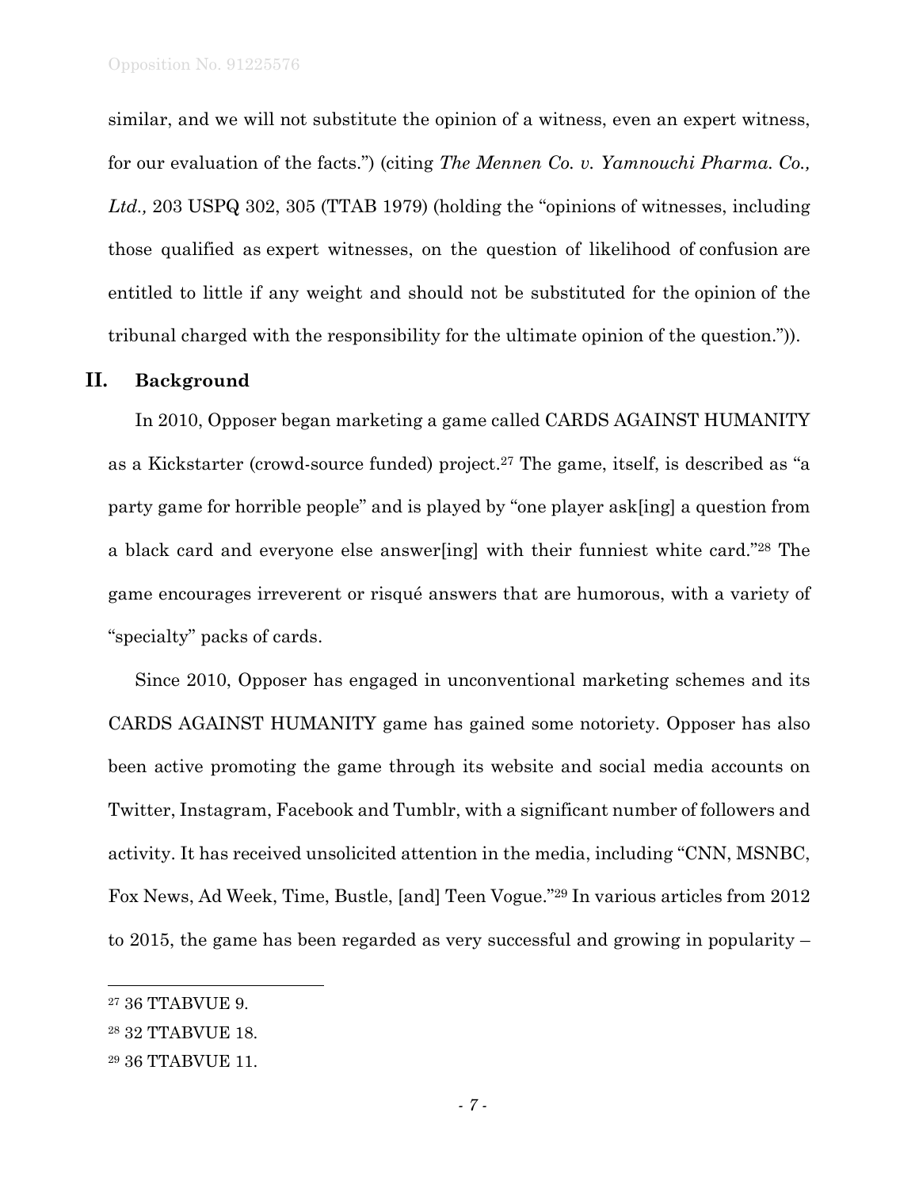similar, and we will not substitute the opinion of a witness, even an expert witness, for our evaluation of the facts.") (citing *The Mennen Co. v. Yamnouchi Pharma. Co., Ltd.,* 203 USPQ 302, 305 (TTAB 1979) (holding the "opinions of witnesses, including those qualified as expert witnesses, on the question of likelihood of confusion are entitled to little if any weight and should not be substituted for the opinion of the tribunal charged with the responsibility for the ultimate opinion of the question.")).

## II. Background

In 2010, Opposer began marketing a game called CARDS AGAINST HUMANITY as a Kickstarter (crowd-source funded) project.[27] The game, itself, is described as "a party game for horrible people" and is played by "one player ask[ing] a question from a black card and everyone else answer[ing] with their funniest white card."[28] The game encourages irreverent or risqué answers that are humorous, with a variety of "specialty" packs of cards.

Since 2010, Opposer has engaged in unconventional marketing schemes and its CARDS AGAINST HUMANITY game has gained some notoriety. Opposer has also been active promoting the game through its website and social media accounts on Twitter, Instagram, Facebook and Tumblr, with a significant number of followers and activity. It has received unsolicited attention in the media, including "CNN, MSNBC, Fox News, Ad Week, Time, Bustle, [and] Teen Vogue."[29] In various articles from 2012 to 2015, the game has been regarded as very successful and growing in popularity –

---

[27] 36 TTABVUE 9.

[28] 32 TTABVUE 18.

[29] 36 TTABVUE 11.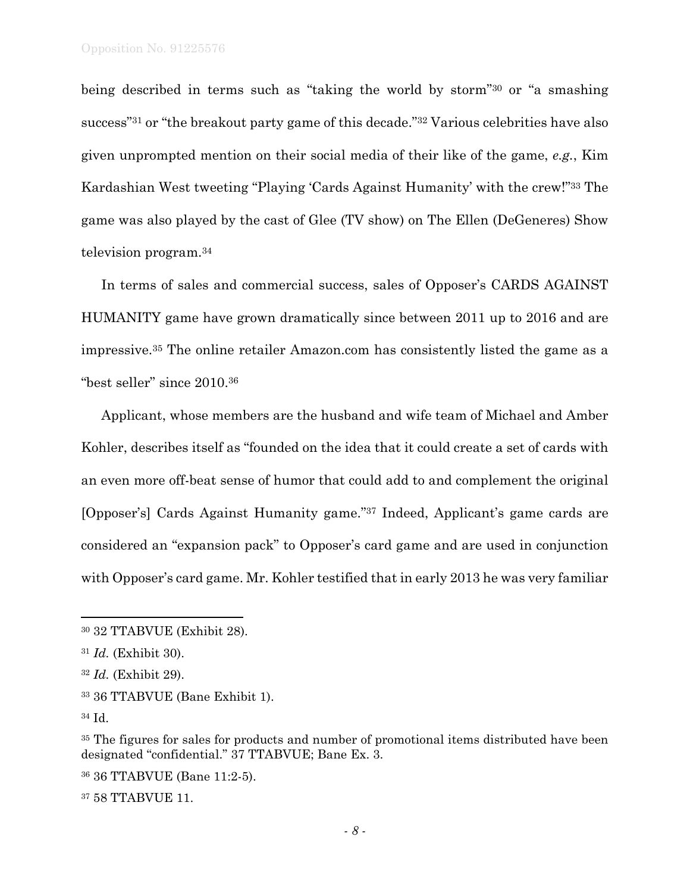being described in terms such as "taking the world by storm"[30] or "a smashing success"[31] or "the breakout party game of this decade."[32] Various celebrities have also given unprompted mention on their social media of their like of the game, *e.g.*, Kim Kardashian West tweeting "Playing 'Cards Against Humanity' with the crew!"[33] The game was also played by the cast of Glee (TV show) on The Ellen (DeGeneres) Show television program.[34]

In terms of sales and commercial success, sales of Opposer's CARDS AGAINST HUMANITY game have grown dramatically since between 2011 up to 2016 and are impressive.[35] The online retailer Amazon.com has consistently listed the game as a "best seller" since 2010.[36]

Applicant, whose members are the husband and wife team of Michael and Amber Kohler, describes itself as "founded on the idea that it could create a set of cards with an even more off-beat sense of humor that could add to and complement the original [Opposer's] Cards Against Humanity game."[37] Indeed, Applicant's game cards are considered an "expansion pack" to Opposer's card game and are used in conjunction with Opposer's card game. Mr. Kohler testified that in early 2013 he was very familiar

---

[30] 32 TTABVUE (Exhibit 28).

[31] *Id.* (Exhibit 30).

[32] *Id.* (Exhibit 29).

[33] 36 TTABVUE (Bane Exhibit 1).

[34] Id.

[35] The figures for sales for products and number of promotional items distributed have been designated "confidential." 37 TTABVUE; Bane Ex. 3.

[36] 36 TTABVUE (Bane 11:2-5).

[37] 58 TTABVUE 11.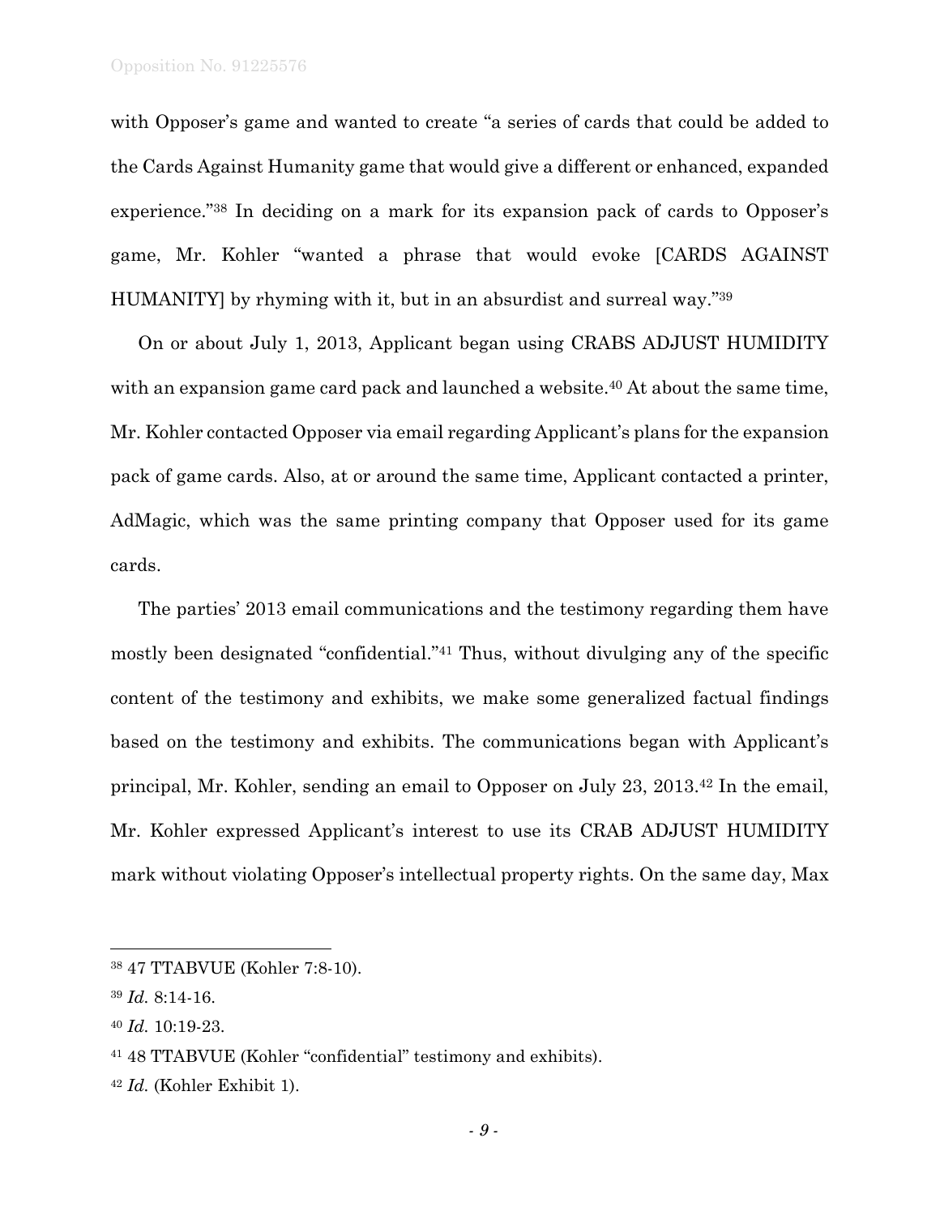with Opposer's game and wanted to create "a series of cards that could be added to the Cards Against Humanity game that would give a different or enhanced, expanded experience."[38] In deciding on a mark for its expansion pack of cards to Opposer's game, Mr. Kohler "wanted a phrase that would evoke [CARDS AGAINST HUMANITY] by rhyming with it, but in an absurdist and surreal way."[39]

On or about July 1, 2013, Applicant began using CRABS ADJUST HUMIDITY with an expansion game card pack and launched a website.[40] At about the same time, Mr. Kohler contacted Opposer via email regarding Applicant's plans for the expansion pack of game cards. Also, at or around the same time, Applicant contacted a printer, AdMagic, which was the same printing company that Opposer used for its game cards.

The parties' 2013 email communications and the testimony regarding them have mostly been designated "confidential."[41] Thus, without divulging any of the specific content of the testimony and exhibits, we make some generalized factual findings based on the testimony and exhibits. The communications began with Applicant's principal, Mr. Kohler, sending an email to Opposer on July 23, 2013.[42] In the email, Mr. Kohler expressed Applicant's interest to use its CRAB ADJUST HUMIDITY mark without violating Opposer's intellectual property rights. On the same day, Max

---

[38] 47 TTABVUE (Kohler 7:8-10).

[39] *Id.* 8:14-16.

[40] *Id.* 10:19-23.

[41] 48 TTABVUE (Kohler "confidential" testimony and exhibits).

[42] *Id.* (Kohler Exhibit 1).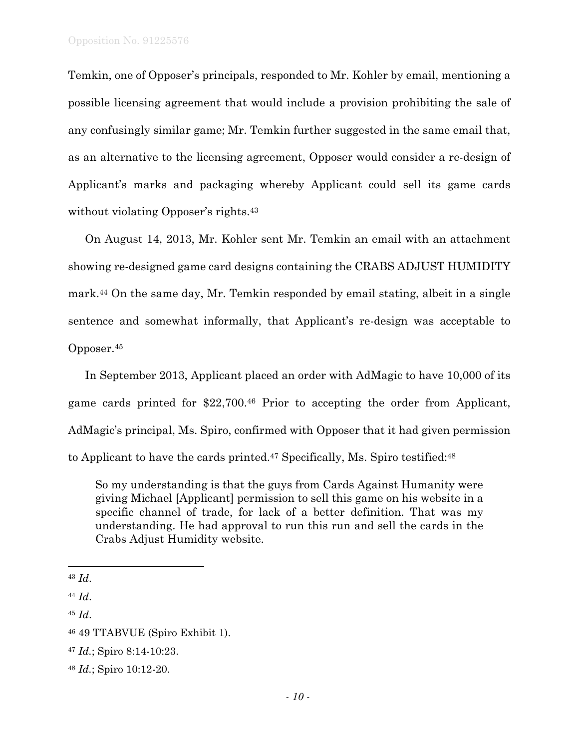Temkin, one of Opposer's principals, responded to Mr. Kohler by email, mentioning a possible licensing agreement that would include a provision prohibiting the sale of any confusingly similar game; Mr. Temkin further suggested in the same email that, as an alternative to the licensing agreement, Opposer would consider a re-design of Applicant's marks and packaging whereby Applicant could sell its game cards without violating Opposer's rights.[43]

On August 14, 2013, Mr. Kohler sent Mr. Temkin an email with an attachment showing re-designed game card designs containing the CRABS ADJUST HUMIDITY mark.[44] On the same day, Mr. Temkin responded by email stating, albeit in a single sentence and somewhat informally, that Applicant's re-design was acceptable to Opposer.[45]

In September 2013, Applicant placed an order with AdMagic to have 10,000 of its game cards printed for $22,700.[46] Prior to accepting the order from Applicant, AdMagic's principal, Ms. Spiro, confirmed with Opposer that it had given permission to Applicant to have the cards printed.[47] Specifically, Ms. Spiro testified:[48]

> So my understanding is that the guys from Cards Against Humanity were giving Michael [Applicant] permission to sell this game on his website in a specific channel of trade, for lack of a better definition. That was my understanding. He had approval to run this run and sell the cards in the Crabs Adjust Humidity website.

---

[43] *Id*.

[44] *Id*.

[45] *Id*.

[46] 49 TTABVUE (Spiro Exhibit 1).

[47] *Id.*; Spiro 8:14-10:23.

[48] *Id.*; Spiro 10:12-20.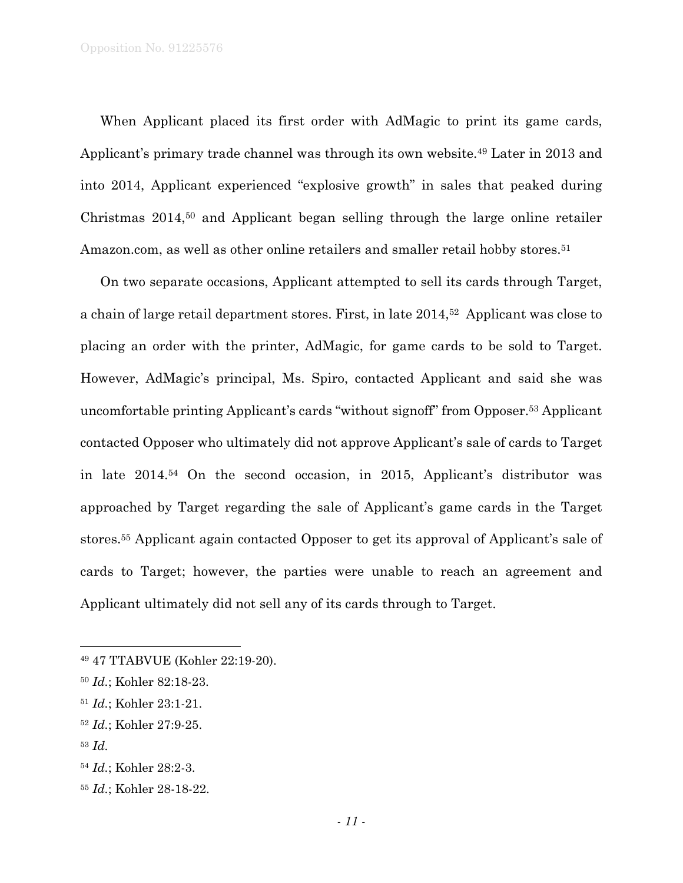When Applicant placed its first order with AdMagic to print its game cards, Applicant's primary trade channel was through its own website.[49] Later in 2013 and into 2014, Applicant experienced "explosive growth" in sales that peaked during Christmas 2014,[50] and Applicant began selling through the large online retailer Amazon.com, as well as other online retailers and smaller retail hobby stores.[51]

On two separate occasions, Applicant attempted to sell its cards through Target, a chain of large retail department stores. First, in late 2014,[52] Applicant was close to placing an order with the printer, AdMagic, for game cards to be sold to Target. However, AdMagic's principal, Ms. Spiro, contacted Applicant and said she was uncomfortable printing Applicant's cards "without signoff" from Opposer.[53] Applicant contacted Opposer who ultimately did not approve Applicant's sale of cards to Target in late 2014.[54] On the second occasion, in 2015, Applicant's distributor was approached by Target regarding the sale of Applicant's game cards in the Target stores.[55] Applicant again contacted Opposer to get its approval of Applicant's sale of cards to Target; however, the parties were unable to reach an agreement and Applicant ultimately did not sell any of its cards through to Target.

---

[49] 47 TTABVUE (Kohler 22:19-20).

[50] *Id.*; Kohler 82:18-23.

[51] *Id.*; Kohler 23:1-21.

[52] *Id.*; Kohler 27:9-25.

[53] *Id.*

[54] *Id.*; Kohler 28:2-3.

[55] *Id.*; Kohler 28-18-22.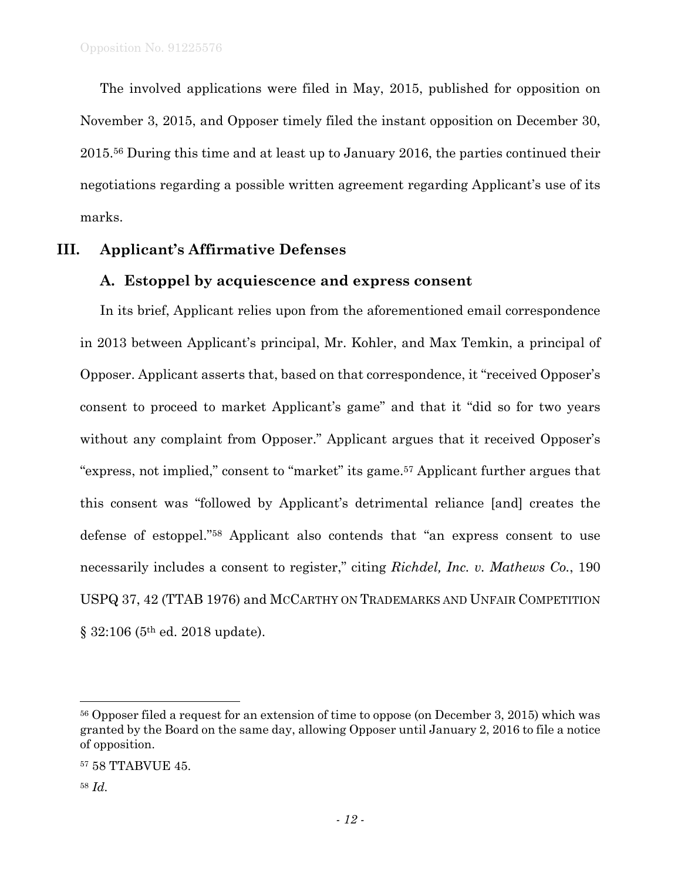The involved applications were filed in May, 2015, published for opposition on November 3, 2015, and Opposer timely filed the instant opposition on December 30, 2015.[56] During this time and at least up to January 2016, the parties continued their negotiations regarding a possible written agreement regarding Applicant's use of its marks.

## III. Applicant's Affirmative Defenses

### A. Estoppel by acquiescence and express consent

In its brief, Applicant relies upon from the aforementioned email correspondence in 2013 between Applicant's principal, Mr. Kohler, and Max Temkin, a principal of Opposer. Applicant asserts that, based on that correspondence, it "received Opposer's consent to proceed to market Applicant's game" and that it "did so for two years without any complaint from Opposer." Applicant argues that it received Opposer's "express, not implied," consent to "market" its game.[57] Applicant further argues that this consent was "followed by Applicant's detrimental reliance [and] creates the defense of estoppel."[58] Applicant also contends that "an express consent to use necessarily includes a consent to register," citing *Richdel, Inc. v. Mathews Co.*, 190 USPQ 37, 42 (TTAB 1976) and MCCARTHY ON TRADEMARKS AND UNFAIR COMPETITION § 32:106 (5th ed. 2018 update).

---

[56] Opposer filed a request for an extension of time to oppose (on December 3, 2015) which was granted by the Board on the same day, allowing Opposer until January 2, 2016 to file a notice of opposition.

[57] 58 TTABVUE 45.

[58] *Id.*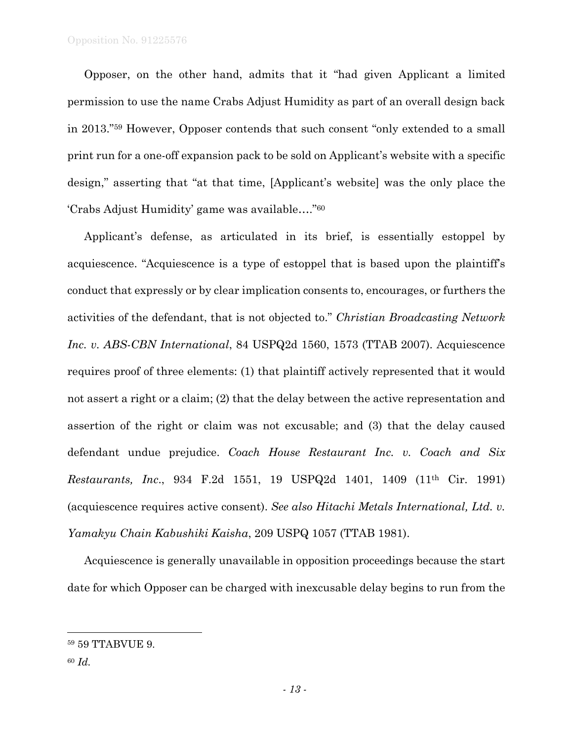Opposer, on the other hand, admits that it "had given Applicant a limited permission to use the name Crabs Adjust Humidity as part of an overall design back in 2013."[59] However, Opposer contends that such consent "only extended to a small print run for a one-off expansion pack to be sold on Applicant's website with a specific design," asserting that "at that time, [Applicant's website] was the only place the 'Crabs Adjust Humidity' game was available…."[60]

Applicant's defense, as articulated in its brief, is essentially estoppel by acquiescence. "Acquiescence is a type of estoppel that is based upon the plaintiff's conduct that expressly or by clear implication consents to, encourages, or furthers the activities of the defendant, that is not objected to." *Christian Broadcasting Network Inc. v. ABS-CBN International*, 84 USPQ2d 1560, 1573 (TTAB 2007). Acquiescence requires proof of three elements: (1) that plaintiff actively represented that it would not assert a right or a claim; (2) that the delay between the active representation and assertion of the right or claim was not excusable; and (3) that the delay caused defendant undue prejudice. *Coach House Restaurant Inc. v. Coach and Six Restaurants, Inc.*, 934 F.2d 1551, 19 USPQ2d 1401, 1409 (11th Cir. 1991) (acquiescence requires active consent). *See also Hitachi Metals International, Ltd. v. Yamakyu Chain Kabushiki Kaisha*, 209 USPQ 1057 (TTAB 1981).

Acquiescence is generally unavailable in opposition proceedings because the start date for which Opposer can be charged with inexcusable delay begins to run from the

---

[59] 59 TTABVUE 9.

[60] *Id.*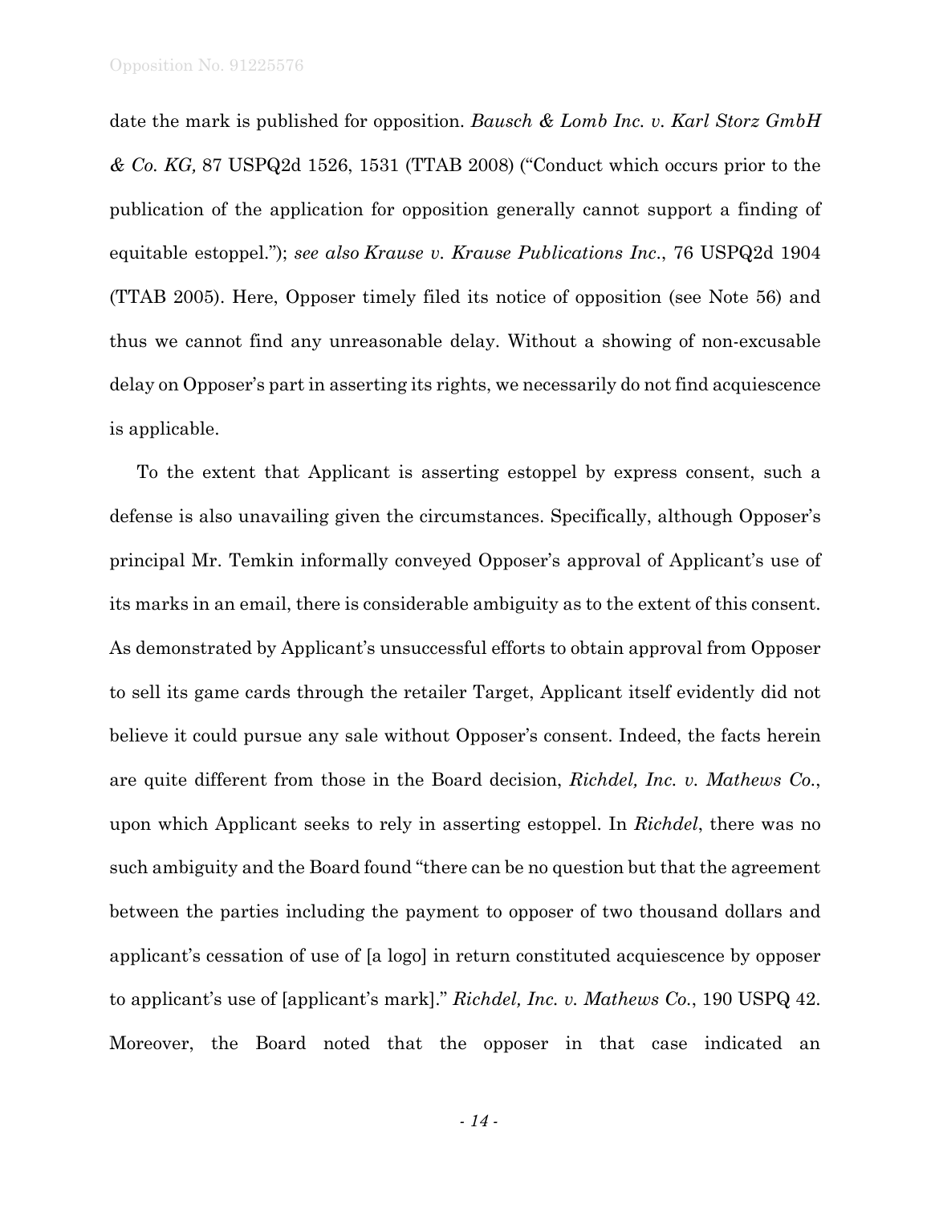date the mark is published for opposition. *Bausch & Lomb Inc. v. Karl Storz GmbH & Co. KG,* 87 USPQ2d 1526, 1531 (TTAB 2008) ("Conduct which occurs prior to the publication of the application for opposition generally cannot support a finding of equitable estoppel."); *see also Krause v. Krause Publications Inc*., 76 USPQ2d 1904 (TTAB 2005). Here, Opposer timely filed its notice of opposition (see Note 56) and thus we cannot find any unreasonable delay. Without a showing of non-excusable delay on Opposer's part in asserting its rights, we necessarily do not find acquiescence is applicable.

To the extent that Applicant is asserting estoppel by express consent, such a defense is also unavailing given the circumstances. Specifically, although Opposer's principal Mr. Temkin informally conveyed Opposer's approval of Applicant's use of its marks in an email, there is considerable ambiguity as to the extent of this consent. As demonstrated by Applicant's unsuccessful efforts to obtain approval from Opposer to sell its game cards through the retailer Target, Applicant itself evidently did not believe it could pursue any sale without Opposer's consent. Indeed, the facts herein are quite different from those in the Board decision, *Richdel, Inc. v. Mathews Co.*, upon which Applicant seeks to rely in asserting estoppel. In *Richdel*, there was no such ambiguity and the Board found "there can be no question but that the agreement between the parties including the payment to opposer of two thousand dollars and applicant's cessation of use of [a logo] in return constituted acquiescence by opposer to applicant's use of [applicant's mark]." *Richdel, Inc. v. Mathews Co.*, 190 USPQ 42. Moreover, the Board noted that the opposer in that case indicated an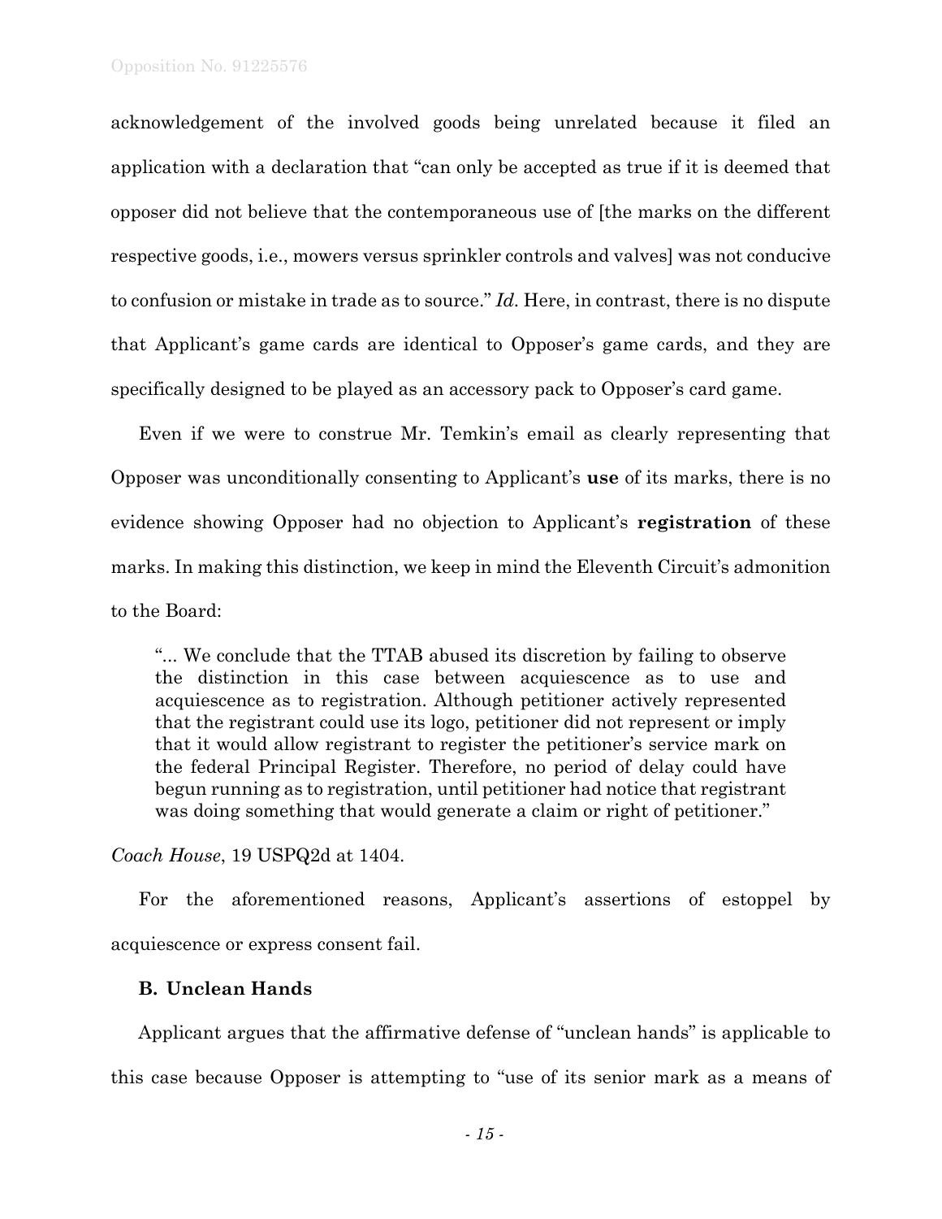acknowledgement of the involved goods being unrelated because it filed an application with a declaration that "can only be accepted as true if it is deemed that opposer did not believe that the contemporaneous use of [the marks on the different respective goods, i.e., mowers versus sprinkler controls and valves] was not conducive to confusion or mistake in trade as to source." *Id.* Here, in contrast, there is no dispute that Applicant's game cards are identical to Opposer's game cards, and they are specifically designed to be played as an accessory pack to Opposer's card game.

Even if we were to construe Mr. Temkin's email as clearly representing that Opposer was unconditionally consenting to Applicant's **use** of its marks, there is no evidence showing Opposer had no objection to Applicant's **registration** of these marks. In making this distinction, we keep in mind the Eleventh Circuit's admonition to the Board:

> "... We conclude that the TTAB abused its discretion by failing to observe the distinction in this case between acquiescence as to use and acquiescence as to registration. Although petitioner actively represented that the registrant could use its logo, petitioner did not represent or imply that it would allow registrant to register the petitioner's service mark on the federal Principal Register. Therefore, no period of delay could have begun running as to registration, until petitioner had notice that registrant was doing something that would generate a claim or right of petitioner."

*Coach House*, 19 USPQ2d at 1404.

For the aforementioned reasons, Applicant's assertions of estoppel by acquiescence or express consent fail.

### B. Unclean Hands

Applicant argues that the affirmative defense of "unclean hands" is applicable to this case because Opposer is attempting to "use of its senior mark as a means of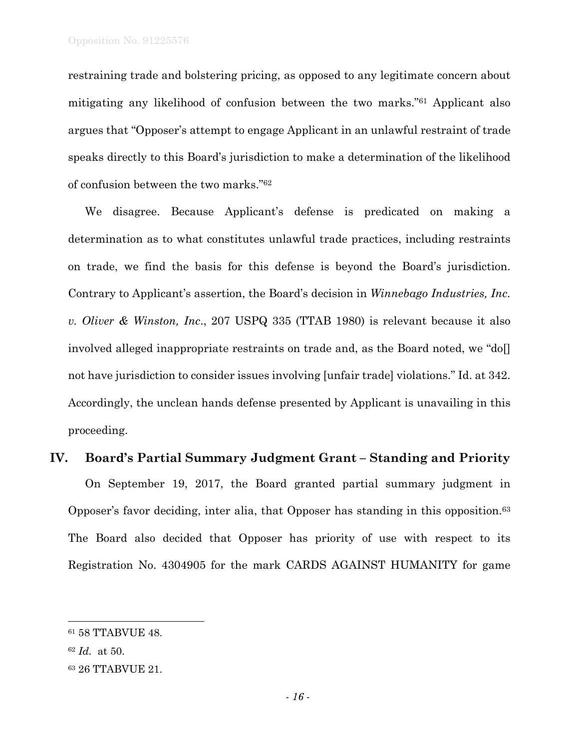restraining trade and bolstering pricing, as opposed to any legitimate concern about mitigating any likelihood of confusion between the two marks."[61] Applicant also argues that "Opposer's attempt to engage Applicant in an unlawful restraint of trade speaks directly to this Board's jurisdiction to make a determination of the likelihood of confusion between the two marks."[62]

We disagree. Because Applicant's defense is predicated on making a determination as to what constitutes unlawful trade practices, including restraints on trade, we find the basis for this defense is beyond the Board's jurisdiction. Contrary to Applicant's assertion, the Board's decision in *Winnebago Industries, Inc. v. Oliver & Winston, Inc*., 207 USPQ 335 (TTAB 1980) is relevant because it also involved alleged inappropriate restraints on trade and, as the Board noted, we "do[] not have jurisdiction to consider issues involving [unfair trade] violations." Id. at 342. Accordingly, the unclean hands defense presented by Applicant is unavailing in this proceeding.

## IV. Board's Partial Summary Judgment Grant – Standing and Priority

On September 19, 2017, the Board granted partial summary judgment in Opposer's favor deciding, inter alia, that Opposer has standing in this opposition.[63] The Board also decided that Opposer has priority of use with respect to its Registration No. 4304905 for the mark CARDS AGAINST HUMANITY for game

---

[61] 58 TTABVUE 48.

[62] *Id.* at 50.

[63] 26 TTABVUE 21.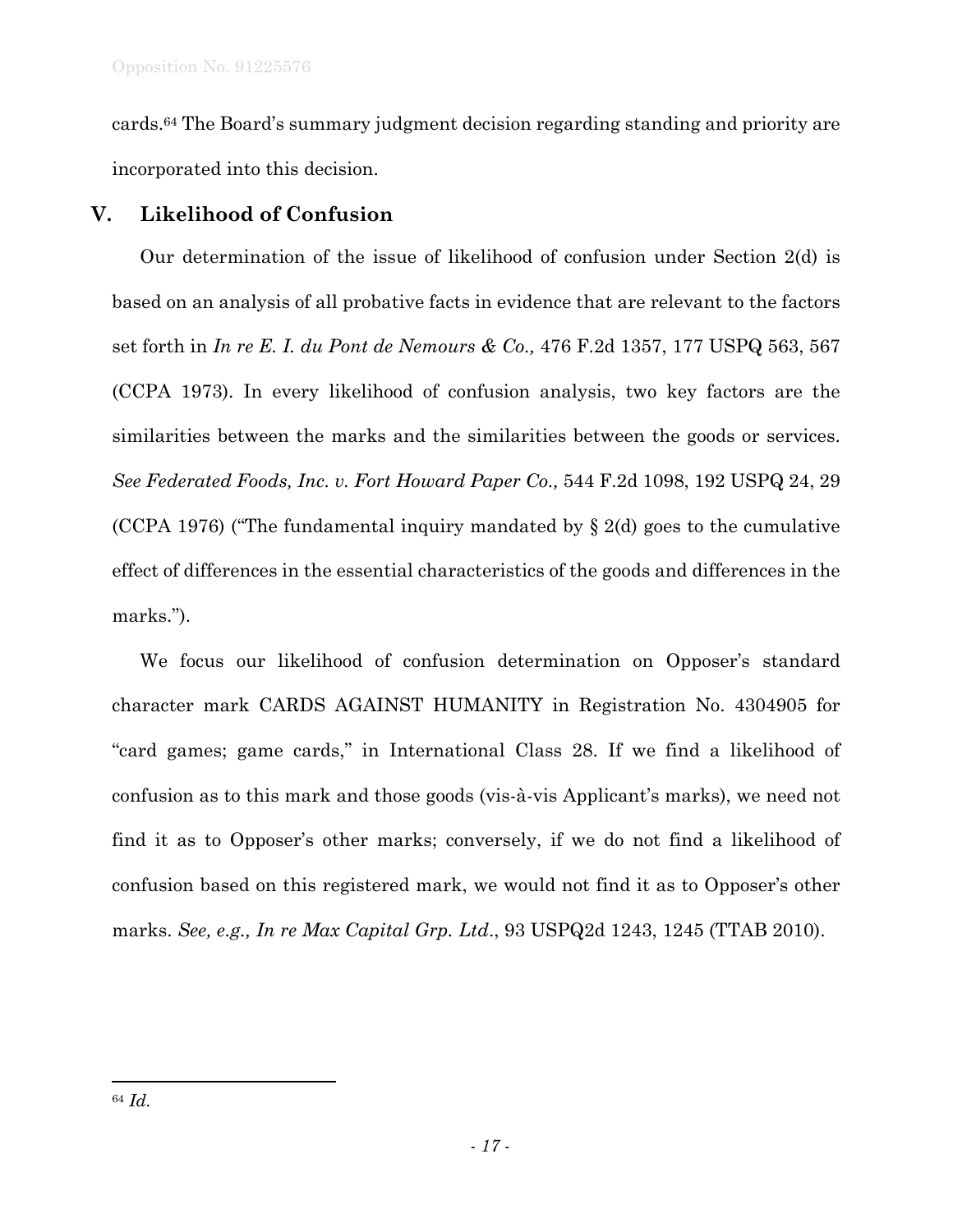cards.[64] The Board's summary judgment decision regarding standing and priority are incorporated into this decision.

## V. Likelihood of Confusion

Our determination of the issue of likelihood of confusion under Section 2(d) is based on an analysis of all probative facts in evidence that are relevant to the factors set forth in *In re E. I. du Pont de Nemours & Co.,* 476 F.2d 1357, 177 USPQ 563, 567 (CCPA 1973). In every likelihood of confusion analysis, two key factors are the similarities between the marks and the similarities between the goods or services. *See Federated Foods, Inc. v. Fort Howard Paper Co.,* 544 F.2d 1098, 192 USPQ 24, 29 (CCPA 1976) ("The fundamental inquiry mandated by § 2(d) goes to the cumulative effect of differences in the essential characteristics of the goods and differences in the marks.").

We focus our likelihood of confusion determination on Opposer's standard character mark CARDS AGAINST HUMANITY in Registration No. 4304905 for "card games; game cards," in International Class 28. If we find a likelihood of confusion as to this mark and those goods (vis-à-vis Applicant's marks), we need not find it as to Opposer's other marks; conversely, if we do not find a likelihood of confusion based on this registered mark, we would not find it as to Opposer's other marks. *See, e.g., In re Max Capital Grp. Ltd*., 93 USPQ2d 1243, 1245 (TTAB 2010).

---

[64] *Id.*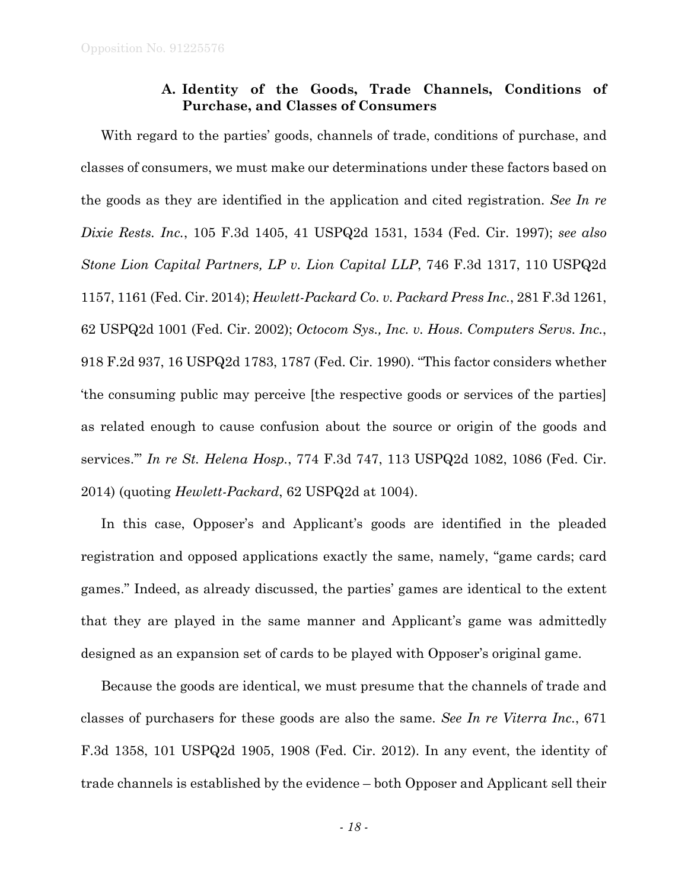### A. Identity of the Goods, Trade Channels, Conditions of Purchase, and Classes of Consumers

With regard to the parties' goods, channels of trade, conditions of purchase, and classes of consumers, we must make our determinations under these factors based on the goods as they are identified in the application and cited registration. *See In re Dixie Rests. Inc.*, 105 F.3d 1405, 41 USPQ2d 1531, 1534 (Fed. Cir. 1997); *see also Stone Lion Capital Partners, LP v. Lion Capital LLP*, 746 F.3d 1317, 110 USPQ2d 1157, 1161 (Fed. Cir. 2014); *Hewlett-Packard Co. v. Packard Press Inc.*, 281 F.3d 1261, 62 USPQ2d 1001 (Fed. Cir. 2002); *Octocom Sys., Inc. v. Hous. Computers Servs. Inc.*, 918 F.2d 937, 16 USPQ2d 1783, 1787 (Fed. Cir. 1990). "This factor considers whether 'the consuming public may perceive [the respective goods or services of the parties] as related enough to cause confusion about the source or origin of the goods and services.'" *In re St. Helena Hosp.*, 774 F.3d 747, 113 USPQ2d 1082, 1086 (Fed. Cir. 2014) (quoting *Hewlett-Packard*, 62 USPQ2d at 1004).

In this case, Opposer's and Applicant's goods are identified in the pleaded registration and opposed applications exactly the same, namely, "game cards; card games." Indeed, as already discussed, the parties' games are identical to the extent that they are played in the same manner and Applicant's game was admittedly designed as an expansion set of cards to be played with Opposer's original game.

Because the goods are identical, we must presume that the channels of trade and classes of purchasers for these goods are also the same. *See In re Viterra Inc.*, 671 F.3d 1358, 101 USPQ2d 1905, 1908 (Fed. Cir. 2012). In any event, the identity of trade channels is established by the evidence – both Opposer and Applicant sell their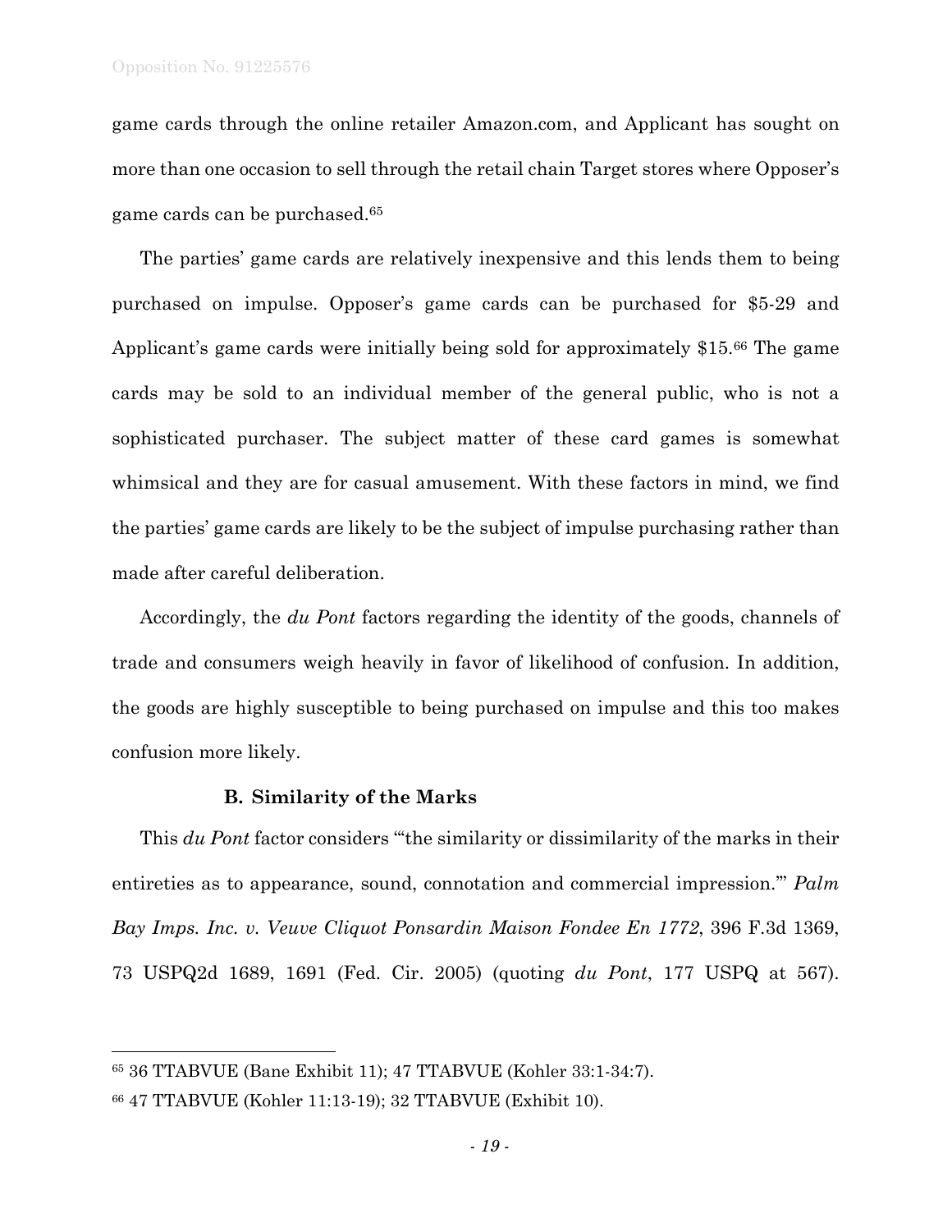game cards through the online retailer Amazon.com, and Applicant has sought on more than one occasion to sell through the retail chain Target stores where Opposer's game cards can be purchased.[65]

The parties' game cards are relatively inexpensive and this lends them to being purchased on impulse. Opposer's game cards can be purchased for $5-29 and Applicant's game cards were initially being sold for approximately $15.[66] The game cards may be sold to an individual member of the general public, who is not a sophisticated purchaser. The subject matter of these card games is somewhat whimsical and they are for casual amusement. With these factors in mind, we find the parties' game cards are likely to be the subject of impulse purchasing rather than made after careful deliberation.

Accordingly, the *du Pont* factors regarding the identity of the goods, channels of trade and consumers weigh heavily in favor of likelihood of confusion. In addition, the goods are highly susceptible to being purchased on impulse and this too makes confusion more likely.

### B. Similarity of the Marks

This *du Pont* factor considers "'the similarity or dissimilarity of the marks in their entireties as to appearance, sound, connotation and commercial impression.'" *Palm Bay Imps. Inc. v. Veuve Cliquot Ponsardin Maison Fondee En 1772*, 396 F.3d 1369, 73 USPQ2d 1689, 1691 (Fed. Cir. 2005) (quoting *du Pont*, 177 USPQ at 567).

---

[65] 36 TTABVUE (Bane Exhibit 11); 47 TTABVUE (Kohler 33:1-34:7).

[66] 47 TTABVUE (Kohler 11:13-19); 32 TTABVUE (Exhibit 10).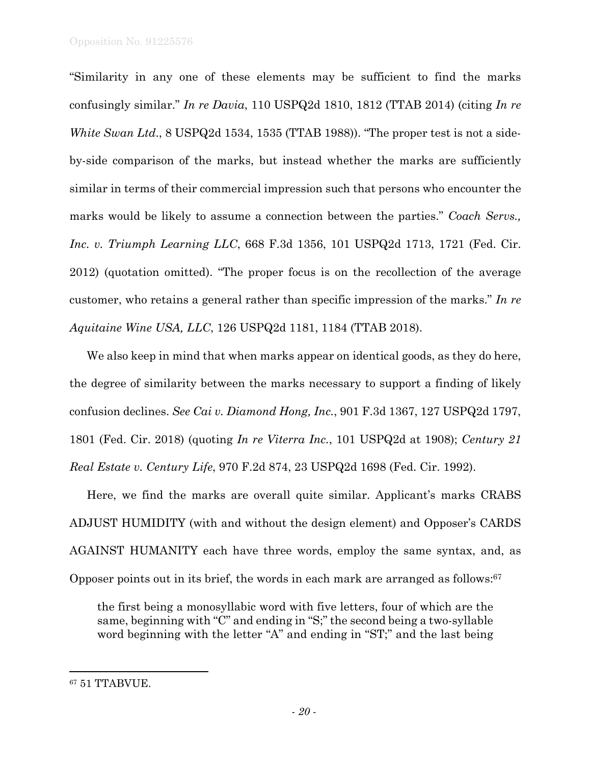"Similarity in any one of these elements may be sufficient to find the marks confusingly similar." *In re Davia*, 110 USPQ2d 1810, 1812 (TTAB 2014) (citing *In re White Swan Ltd.*, 8 USPQ2d 1534, 1535 (TTAB 1988)). "The proper test is not a side-by-side comparison of the marks, but instead whether the marks are sufficiently similar in terms of their commercial impression such that persons who encounter the marks would be likely to assume a connection between the parties." *Coach Servs., Inc. v. Triumph Learning LLC*, 668 F.3d 1356, 101 USPQ2d 1713, 1721 (Fed. Cir. 2012) (quotation omitted). "The proper focus is on the recollection of the average customer, who retains a general rather than specific impression of the marks." *In re Aquitaine Wine USA, LLC*, 126 USPQ2d 1181, 1184 (TTAB 2018).

We also keep in mind that when marks appear on identical goods, as they do here, the degree of similarity between the marks necessary to support a finding of likely confusion declines. *See Cai v. Diamond Hong, Inc.*, 901 F.3d 1367, 127 USPQ2d 1797, 1801 (Fed. Cir. 2018) (quoting *In re Viterra Inc.*, 101 USPQ2d at 1908); *Century 21 Real Estate v. Century Life*, 970 F.2d 874, 23 USPQ2d 1698 (Fed. Cir. 1992).

Here, we find the marks are overall quite similar. Applicant's marks CRABS ADJUST HUMIDITY (with and without the design element) and Opposer's CARDS AGAINST HUMANITY each have three words, employ the same syntax, and, as Opposer points out in its brief, the words in each mark are arranged as follows:[67]

> the first being a monosyllabic word with five letters, four of which are the same, beginning with "C" and ending in "S;" the second being a two-syllable word beginning with the letter "A" and ending in "ST;" and the last being

---

[67] 51 TTABVUE.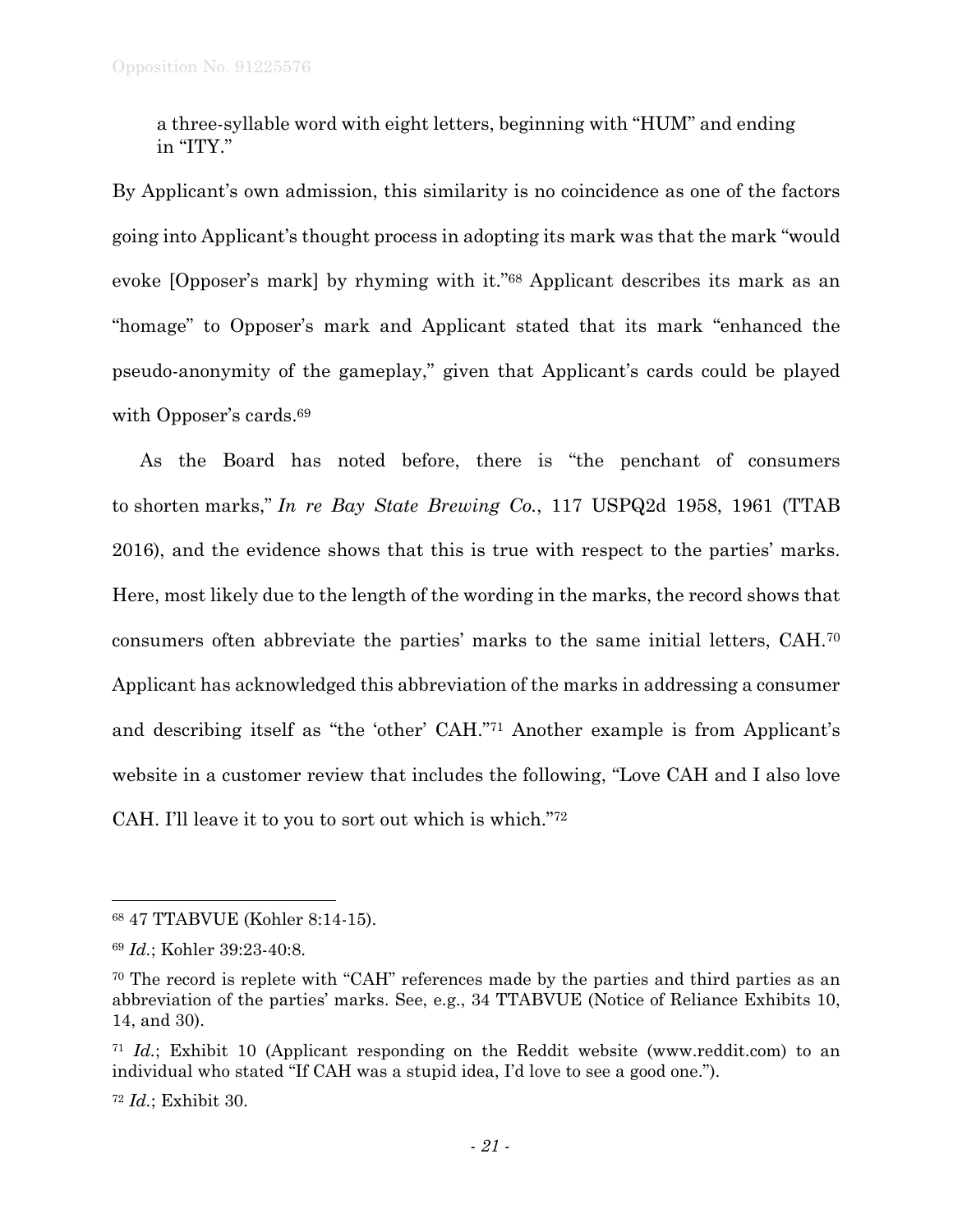a three-syllable word with eight letters, beginning with "HUM" and ending in "ITY."

By Applicant's own admission, this similarity is no coincidence as one of the factors going into Applicant's thought process in adopting its mark was that the mark "would evoke [Opposer's mark] by rhyming with it."[68] Applicant describes its mark as an "homage" to Opposer's mark and Applicant stated that its mark "enhanced the pseudo-anonymity of the gameplay," given that Applicant's cards could be played with Opposer's cards.[69]

As the Board has noted before, there is "the penchant of consumers to shorten marks," *In re Bay State Brewing Co.*, 117 USPQ2d 1958, 1961 (TTAB 2016), and the evidence shows that this is true with respect to the parties' marks. Here, most likely due to the length of the wording in the marks, the record shows that consumers often abbreviate the parties' marks to the same initial letters, CAH.[70] Applicant has acknowledged this abbreviation of the marks in addressing a consumer and describing itself as "the 'other' CAH."[71] Another example is from Applicant's website in a customer review that includes the following, "Love CAH and I also love CAH. I'll leave it to you to sort out which is which."[72]

---

[68] 47 TTABVUE (Kohler 8:14-15).

[69] *Id.*; Kohler 39:23-40:8.

[70] The record is replete with "CAH" references made by the parties and third parties as an abbreviation of the parties' marks. See, e.g., 34 TTABVUE (Notice of Reliance Exhibits 10, 14, and 30).

[71] *Id.*; Exhibit 10 (Applicant responding on the Reddit website (www.reddit.com) to an individual who stated "If CAH was a stupid idea, I'd love to see a good one.").

[72] *Id.*; Exhibit 30.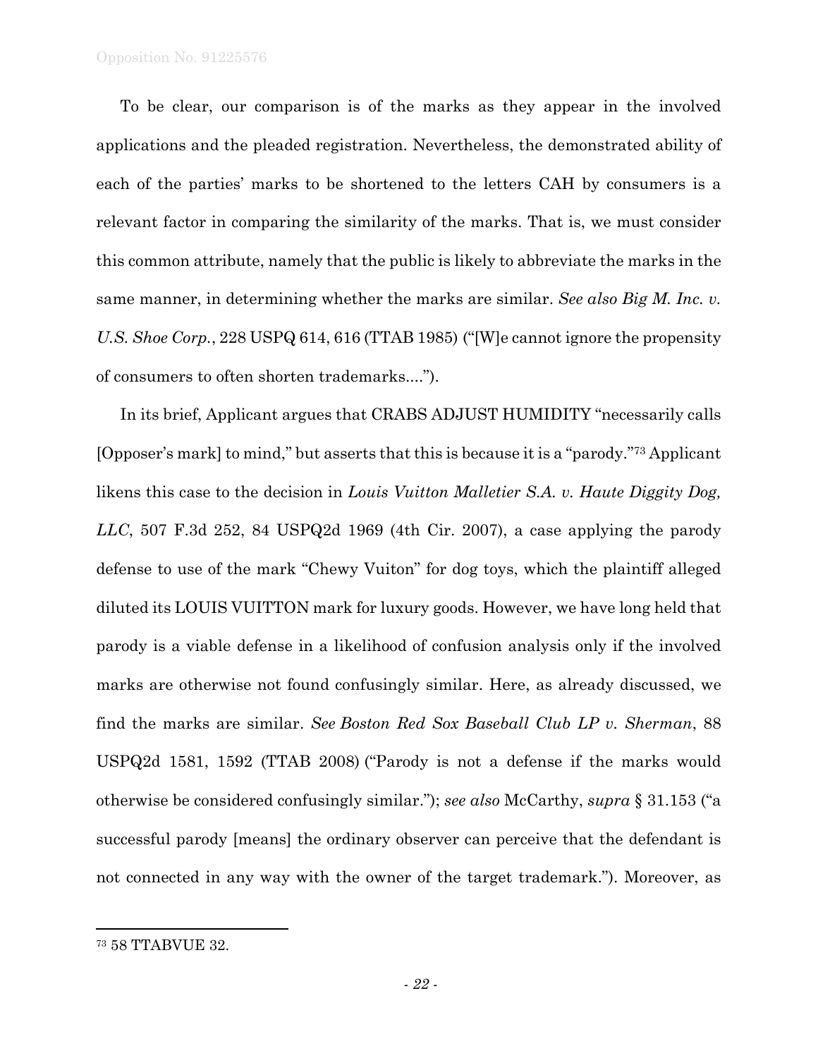To be clear, our comparison is of the marks as they appear in the involved applications and the pleaded registration. Nevertheless, the demonstrated ability of each of the parties' marks to be shortened to the letters CAH by consumers is a relevant factor in comparing the similarity of the marks. That is, we must consider this common attribute, namely that the public is likely to abbreviate the marks in the same manner, in determining whether the marks are similar. *See also Big M. Inc. v. U.S. Shoe Corp.*, 228 USPQ 614, 616 (TTAB 1985) ("[W]e cannot ignore the propensity of consumers to often shorten trademarks....").

In its brief, Applicant argues that CRABS ADJUST HUMIDITY "necessarily calls [Opposer's mark] to mind," but asserts that this is because it is a "parody."[73] Applicant likens this case to the decision in *Louis Vuitton Malletier S.A. v. Haute Diggity Dog, LLC*, 507 F.3d 252, 84 USPQ2d 1969 (4th Cir. 2007), a case applying the parody defense to use of the mark "Chewy Vuiton" for dog toys, which the plaintiff alleged diluted its LOUIS VUITTON mark for luxury goods. However, we have long held that parody is a viable defense in a likelihood of confusion analysis only if the involved marks are otherwise not found confusingly similar. Here, as already discussed, we find the marks are similar. *See Boston Red Sox Baseball Club LP v. Sherman*, 88 USPQ2d 1581, 1592 (TTAB 2008) ("Parody is not a defense if the marks would otherwise be considered confusingly similar."); *see also* McCarthy, *supra* § 31.153 ("a successful parody [means] the ordinary observer can perceive that the defendant is not connected in any way with the owner of the target trademark."). Moreover, as

[73] 58 TTABVUE 32.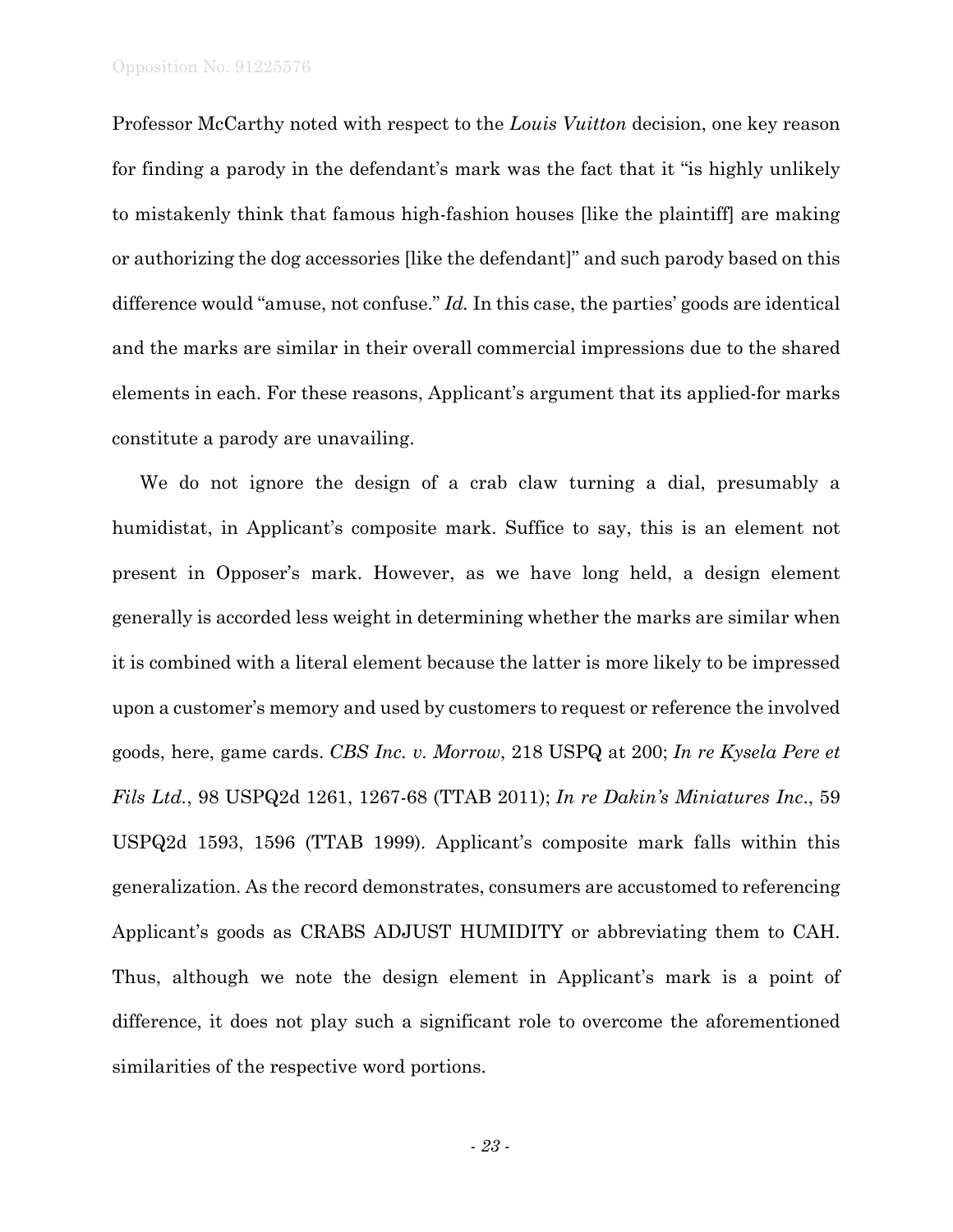Professor McCarthy noted with respect to the *Louis Vuitton* decision, one key reason for finding a parody in the defendant's mark was the fact that it "is highly unlikely to mistakenly think that famous high-fashion houses [like the plaintiff] are making or authorizing the dog accessories [like the defendant]" and such parody based on this difference would "amuse, not confuse." *Id.* In this case, the parties' goods are identical and the marks are similar in their overall commercial impressions due to the shared elements in each. For these reasons, Applicant's argument that its applied-for marks constitute a parody are unavailing.

We do not ignore the design of a crab claw turning a dial, presumably a humidistat, in Applicant's composite mark. Suffice to say, this is an element not present in Opposer's mark. However, as we have long held, a design element generally is accorded less weight in determining whether the marks are similar when it is combined with a literal element because the latter is more likely to be impressed upon a customer's memory and used by customers to request or reference the involved goods, here, game cards. *CBS Inc. v. Morrow*, 218 USPQ at 200; *In re Kysela Pere et Fils Ltd.*, 98 USPQ2d 1261, 1267-68 (TTAB 2011); *In re Dakin's Miniatures Inc*., 59 USPQ2d 1593, 1596 (TTAB 1999). Applicant's composite mark falls within this generalization. As the record demonstrates, consumers are accustomed to referencing Applicant's goods as CRABS ADJUST HUMIDITY or abbreviating them to CAH. Thus, although we note the design element in Applicant's mark is a point of difference, it does not play such a significant role to overcome the aforementioned similarities of the respective word portions.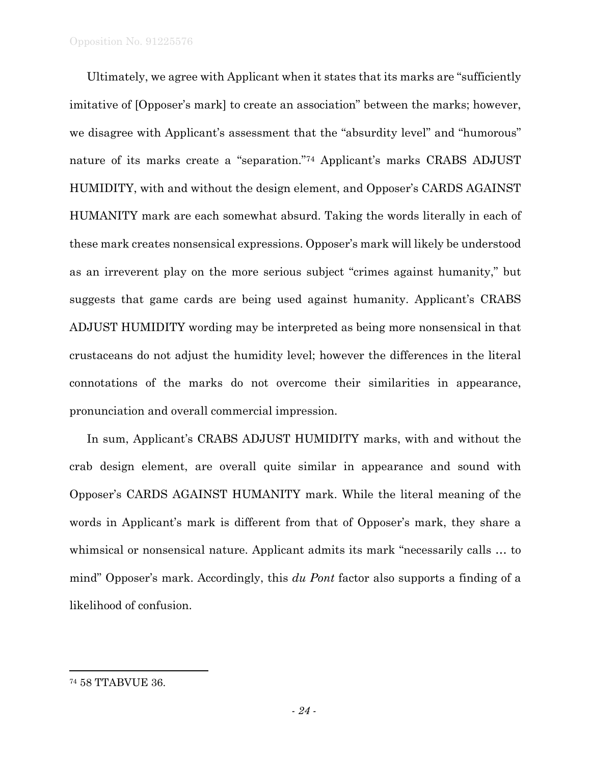Ultimately, we agree with Applicant when it states that its marks are "sufficiently imitative of [Opposer's mark] to create an association" between the marks; however, we disagree with Applicant's assessment that the "absurdity level" and "humorous" nature of its marks create a "separation."[74] Applicant's marks CRABS ADJUST HUMIDITY, with and without the design element, and Opposer's CARDS AGAINST HUMANITY mark are each somewhat absurd. Taking the words literally in each of these mark creates nonsensical expressions. Opposer's mark will likely be understood as an irreverent play on the more serious subject "crimes against humanity," but suggests that game cards are being used against humanity. Applicant's CRABS ADJUST HUMIDITY wording may be interpreted as being more nonsensical in that crustaceans do not adjust the humidity level; however the differences in the literal connotations of the marks do not overcome their similarities in appearance, pronunciation and overall commercial impression.

In sum, Applicant's CRABS ADJUST HUMIDITY marks, with and without the crab design element, are overall quite similar in appearance and sound with Opposer's CARDS AGAINST HUMANITY mark. While the literal meaning of the words in Applicant's mark is different from that of Opposer's mark, they share a whimsical or nonsensical nature. Applicant admits its mark "necessarily calls … to mind" Opposer's mark. Accordingly, this *du Pont* factor also supports a finding of a likelihood of confusion.

---

[74] 58 TTABVUE 36.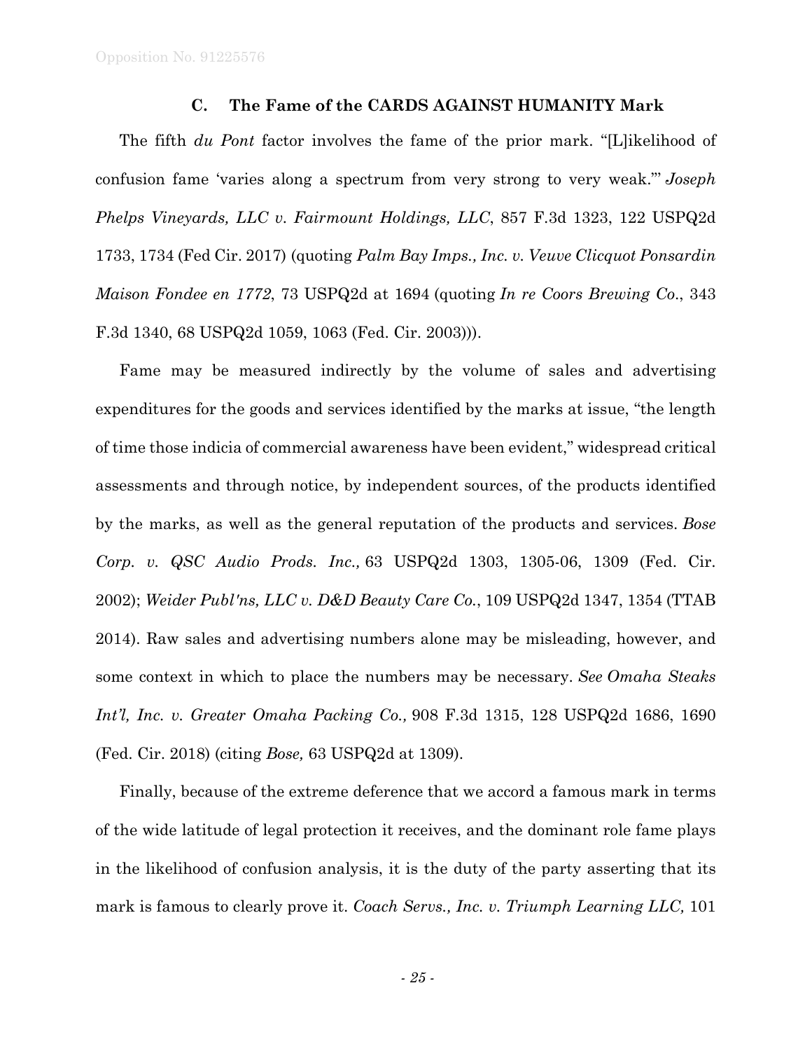### C. The Fame of the CARDS AGAINST HUMANITY Mark

The fifth *du Pont* factor involves the fame of the prior mark. "[L]ikelihood of confusion fame 'varies along a spectrum from very strong to very weak.'" *Joseph Phelps Vineyards, LLC v. Fairmount Holdings, LLC*, 857 F.3d 1323, 122 USPQ2d 1733, 1734 (Fed Cir. 2017) (quoting *Palm Bay Imps., Inc. v. Veuve Clicquot Ponsardin Maison Fondee en 1772*, 73 USPQ2d at 1694 (quoting *In re Coors Brewing Co*., 343 F.3d 1340, 68 USPQ2d 1059, 1063 (Fed. Cir. 2003))).

Fame may be measured indirectly by the volume of sales and advertising expenditures for the goods and services identified by the marks at issue, "the length of time those indicia of commercial awareness have been evident," widespread critical assessments and through notice, by independent sources, of the products identified by the marks, as well as the general reputation of the products and services. *Bose Corp. v. QSC Audio Prods. Inc.,* 63 USPQ2d 1303, 1305-06, 1309 (Fed. Cir. 2002); *Weider Publ'ns, LLC v. D&D Beauty Care Co.*, 109 USPQ2d 1347, 1354 (TTAB 2014). Raw sales and advertising numbers alone may be misleading, however, and some context in which to place the numbers may be necessary. *See Omaha Steaks Int'l, Inc. v. Greater Omaha Packing Co.,* 908 F.3d 1315, 128 USPQ2d 1686, 1690 (Fed. Cir. 2018) (citing *Bose,* 63 USPQ2d at 1309).

Finally, because of the extreme deference that we accord a famous mark in terms of the wide latitude of legal protection it receives, and the dominant role fame plays in the likelihood of confusion analysis, it is the duty of the party asserting that its mark is famous to clearly prove it. *Coach Servs., Inc. v. Triumph Learning LLC,* 101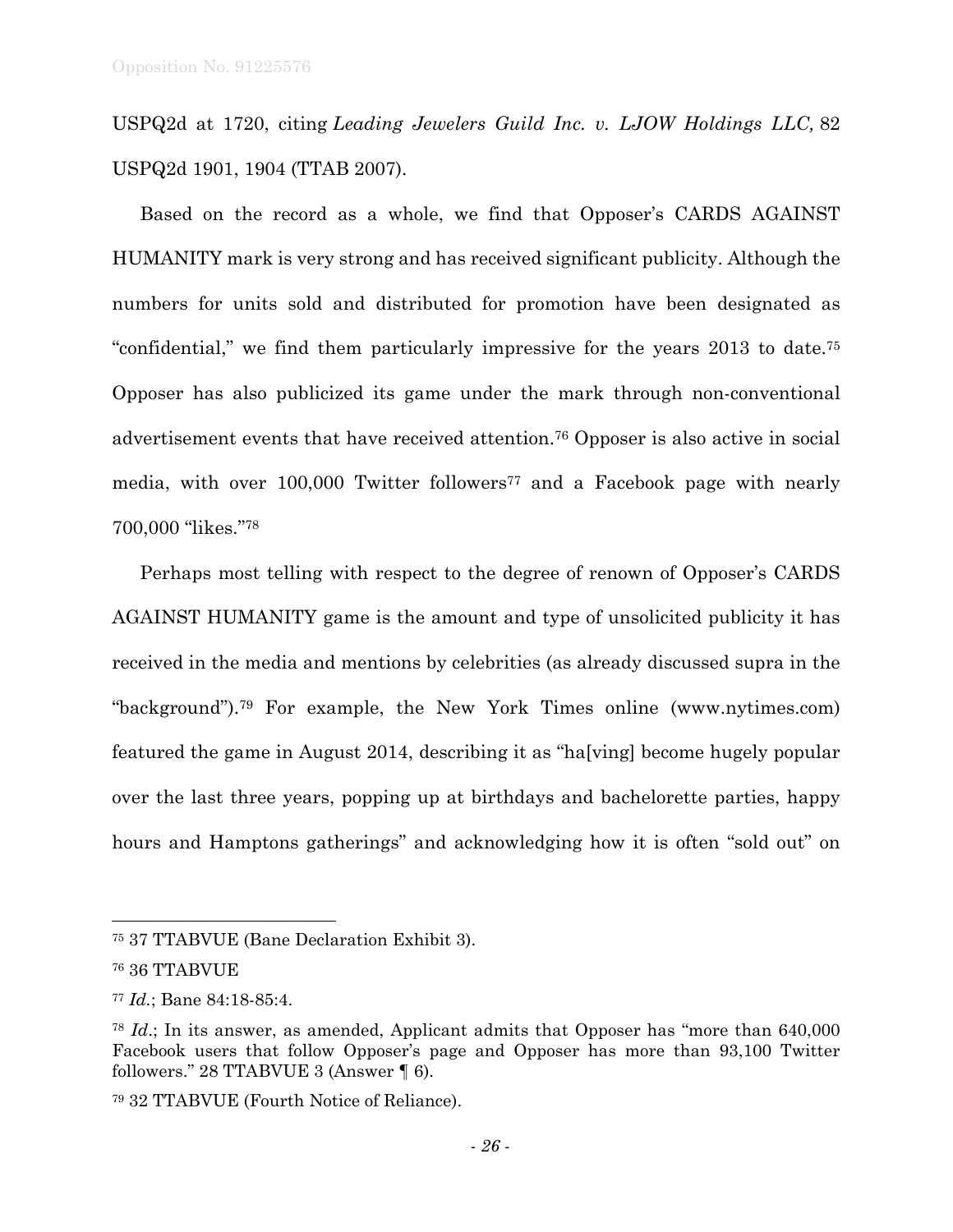USPQ2d at 1720, citing *Leading Jewelers Guild Inc. v. LJOW Holdings LLC,* 82 USPQ2d 1901, 1904 (TTAB 2007).

Based on the record as a whole, we find that Opposer's CARDS AGAINST HUMANITY mark is very strong and has received significant publicity. Although the numbers for units sold and distributed for promotion have been designated as "confidential," we find them particularly impressive for the years 2013 to date.[75] Opposer has also publicized its game under the mark through non-conventional advertisement events that have received attention.[76] Opposer is also active in social media, with over 100,000 Twitter followers[77] and a Facebook page with nearly 700,000 "likes."[78]

Perhaps most telling with respect to the degree of renown of Opposer's CARDS AGAINST HUMANITY game is the amount and type of unsolicited publicity it has received in the media and mentions by celebrities (as already discussed supra in the "background").[79] For example, the New York Times online (www.nytimes.com) featured the game in August 2014, describing it as "ha[ving] become hugely popular over the last three years, popping up at birthdays and bachelorette parties, happy hours and Hamptons gatherings" and acknowledging how it is often "sold out" on

---

[75] 37 TTABVUE (Bane Declaration Exhibit 3).

[76] 36 TTABVUE

[77] *Id.*; Bane 84:18-85:4.

[78] *Id*.; In its answer, as amended, Applicant admits that Opposer has "more than 640,000 Facebook users that follow Opposer's page and Opposer has more than 93,100 Twitter followers." 28 TTABVUE 3 (Answer ¶ 6).

[79] 32 TTABVUE (Fourth Notice of Reliance).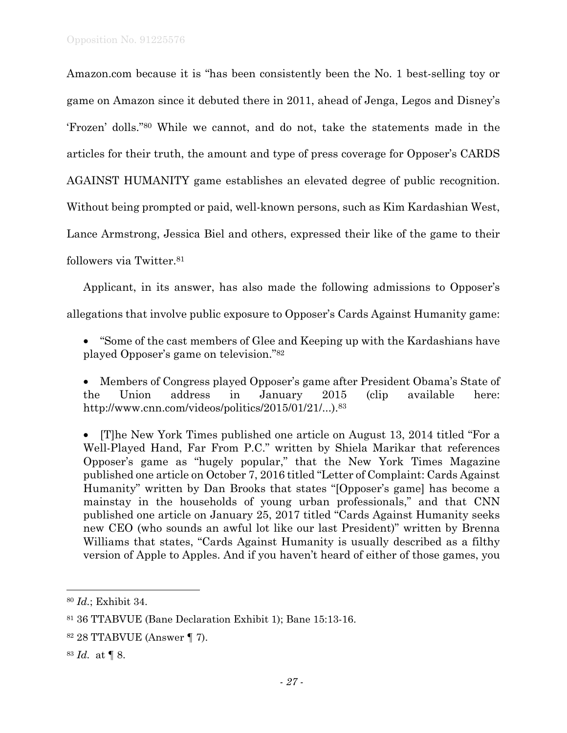Amazon.com because it is "has been consistently been the No. 1 best-selling toy or game on Amazon since it debuted there in 2011, ahead of Jenga, Legos and Disney's 'Frozen' dolls."[80] While we cannot, and do not, take the statements made in the articles for their truth, the amount and type of press coverage for Opposer's CARDS AGAINST HUMANITY game establishes an elevated degree of public recognition. Without being prompted or paid, well-known persons, such as Kim Kardashian West, Lance Armstrong, Jessica Biel and others, expressed their like of the game to their followers via Twitter.[81]

Applicant, in its answer, has also made the following admissions to Opposer's allegations that involve public exposure to Opposer's Cards Against Humanity game:

- "Some of the cast members of Glee and Keeping up with the Kardashians have played Opposer's game on television."[82]
- Members of Congress played Opposer's game after President Obama's State of the Union address in January 2015 (clip available here: http://www.cnn.com/videos/politics/2015/01/21/...).[83]
- [T]he New York Times published one article on August 13, 2014 titled "For a Well-Played Hand, Far From P.C." written by Shiela Marikar that references Opposer's game as "hugely popular," that the New York Times Magazine published one article on October 7, 2016 titled "Letter of Complaint: Cards Against Humanity" written by Dan Brooks that states "[Opposer's game] has become a mainstay in the households of young urban professionals," and that CNN published one article on January 25, 2017 titled "Cards Against Humanity seeks new CEO (who sounds an awful lot like our last President)" written by Brenna Williams that states, "Cards Against Humanity is usually described as a filthy version of Apple to Apples. And if you haven't heard of either of those games, you

---

[80] *Id.*; Exhibit 34.

[81] 36 TTABVUE (Bane Declaration Exhibit 1); Bane 15:13-16.

[82] 28 TTABVUE (Answer ¶ 7).

[83] *Id.* at ¶ 8.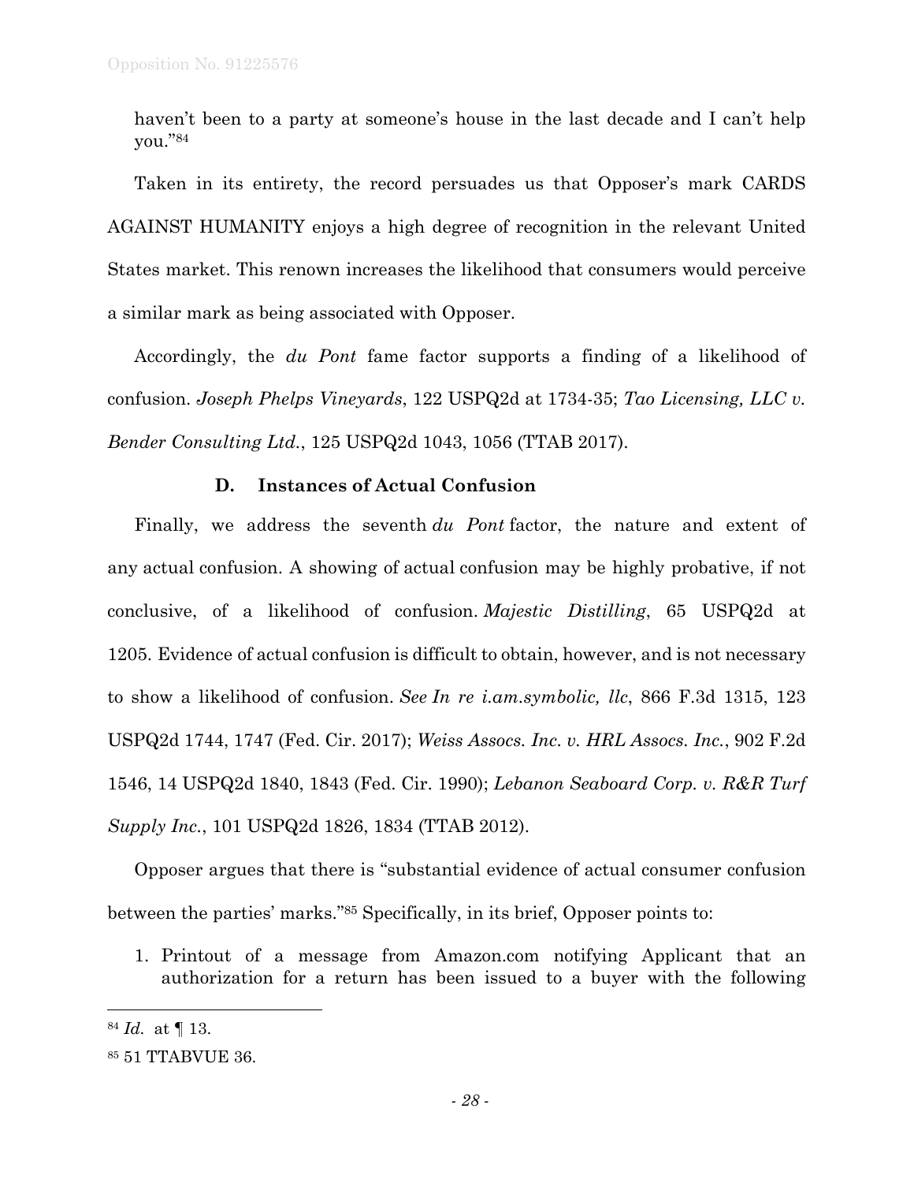haven't been to a party at someone's house in the last decade and I can't help you."[84]

Taken in its entirety, the record persuades us that Opposer's mark CARDS AGAINST HUMANITY enjoys a high degree of recognition in the relevant United States market. This renown increases the likelihood that consumers would perceive a similar mark as being associated with Opposer.

Accordingly, the *du Pont* fame factor supports a finding of a likelihood of confusion. *Joseph Phelps Vineyards*, 122 USPQ2d at 1734-35; *Tao Licensing, LLC v. Bender Consulting Ltd.*, 125 USPQ2d 1043, 1056 (TTAB 2017).

### D. Instances of Actual Confusion

Finally, we address the seventh *du Pont* factor, the nature and extent of any actual confusion. A showing of actual confusion may be highly probative, if not conclusive, of a likelihood of confusion. *Majestic Distilling*, 65 USPQ2d at 1205. Evidence of actual confusion is difficult to obtain, however, and is not necessary to show a likelihood of confusion. *See In re i.am.symbolic, llc*, 866 F.3d 1315, 123 USPQ2d 1744, 1747 (Fed. Cir. 2017); *Weiss Assocs. Inc. v. HRL Assocs. Inc.*, 902 F.2d 1546, 14 USPQ2d 1840, 1843 (Fed. Cir. 1990); *Lebanon Seaboard Corp. v. R&R Turf Supply Inc.*, 101 USPQ2d 1826, 1834 (TTAB 2012).

Opposer argues that there is "substantial evidence of actual consumer confusion between the parties' marks."[85] Specifically, in its brief, Opposer points to:

1. Printout of a message from Amazon.com notifying Applicant that an authorization for a return has been issued to a buyer with the following

---

[84] *Id.* at ¶ 13.

[85] 51 TTABVUE 36.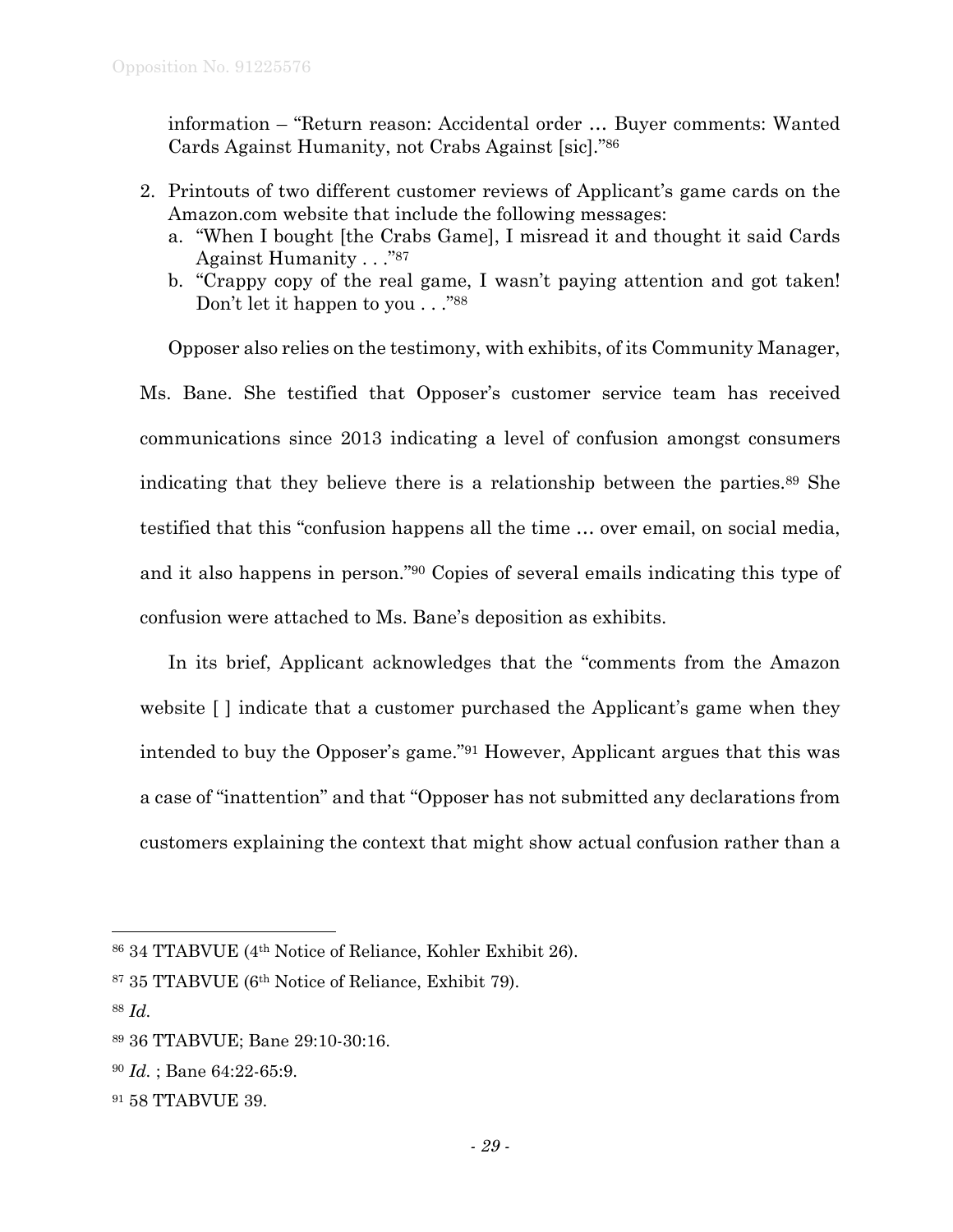information – "Return reason: Accidental order … Buyer comments: Wanted Cards Against Humanity, not Crabs Against [sic]."[86]

2. Printouts of two different customer reviews of Applicant's game cards on the Amazon.com website that include the following messages:
   a. "When I bought [the Crabs Game], I misread it and thought it said Cards Against Humanity . . ."[87]
   b. "Crappy copy of the real game, I wasn't paying attention and got taken! Don't let it happen to you . . ."[88]

Opposer also relies on the testimony, with exhibits, of its Community Manager, Ms. Bane. She testified that Opposer's customer service team has received communications since 2013 indicating a level of confusion amongst consumers indicating that they believe there is a relationship between the parties.[89] She testified that this "confusion happens all the time … over email, on social media, and it also happens in person."[90] Copies of several emails indicating this type of confusion were attached to Ms. Bane's deposition as exhibits.

In its brief, Applicant acknowledges that the "comments from the Amazon website [ ] indicate that a customer purchased the Applicant's game when they intended to buy the Opposer's game."[91] However, Applicant argues that this was a case of "inattention" and that "Opposer has not submitted any declarations from customers explaining the context that might show actual confusion rather than a

---

[86] 34 TTABVUE (4th Notice of Reliance, Kohler Exhibit 26).

[87] 35 TTABVUE (6th Notice of Reliance, Exhibit 79).

[88] *Id.*

[89] 36 TTABVUE; Bane 29:10-30:16.

[90] *Id.* ; Bane 64:22-65:9.

[91] 58 TTABVUE 39.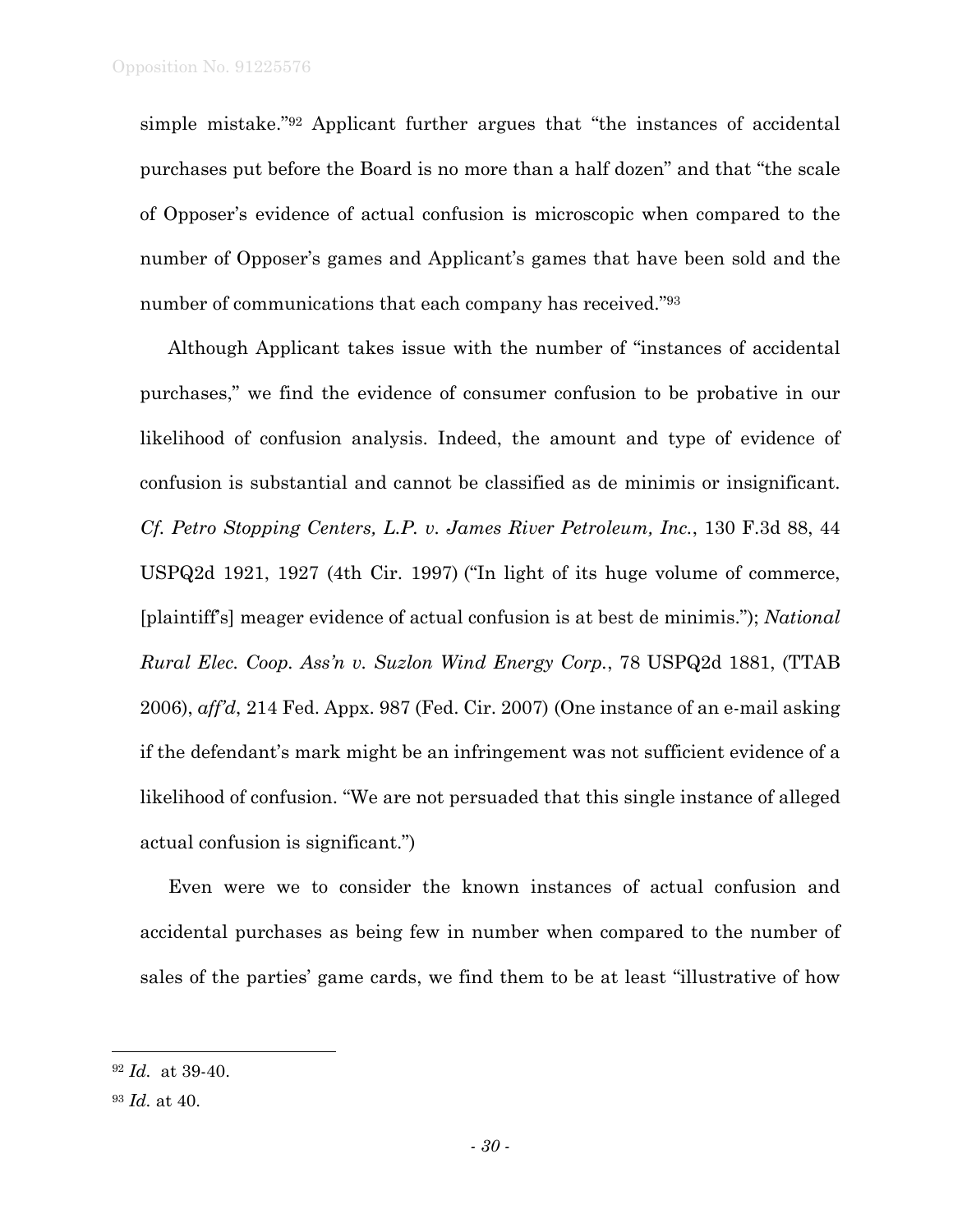simple mistake."[92] Applicant further argues that "the instances of accidental purchases put before the Board is no more than a half dozen" and that "the scale of Opposer's evidence of actual confusion is microscopic when compared to the number of Opposer's games and Applicant's games that have been sold and the number of communications that each company has received."[93]

Although Applicant takes issue with the number of "instances of accidental purchases," we find the evidence of consumer confusion to be probative in our likelihood of confusion analysis. Indeed, the amount and type of evidence of confusion is substantial and cannot be classified as de minimis or insignificant. *Cf. Petro Stopping Centers, L.P. v. James River Petroleum, Inc.*, 130 F.3d 88, 44 USPQ2d 1921, 1927 (4th Cir. 1997) ("In light of its huge volume of commerce, [plaintiff's] meager evidence of actual confusion is at best de minimis."); *National Rural Elec. Coop. Ass'n v. Suzlon Wind Energy Corp.*, 78 USPQ2d 1881, (TTAB 2006), *aff'd*, 214 Fed. Appx. 987 (Fed. Cir. 2007) (One instance of an e-mail asking if the defendant's mark might be an infringement was not sufficient evidence of a likelihood of confusion. "We are not persuaded that this single instance of alleged actual confusion is significant.")

Even were we to consider the known instances of actual confusion and accidental purchases as being few in number when compared to the number of sales of the parties' game cards, we find them to be at least "illustrative of how

---

[92] *Id.* at 39-40.

[93] *Id.* at 40.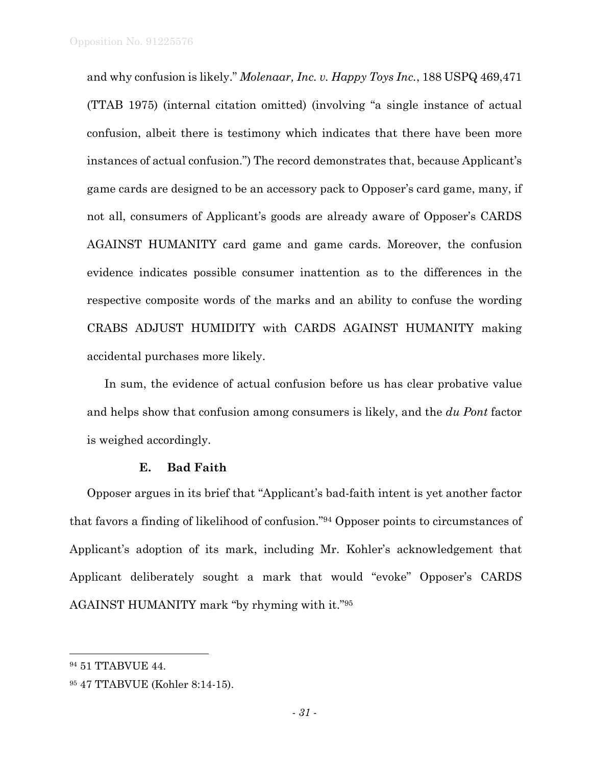and why confusion is likely." *Molenaar, Inc. v. Happy Toys Inc.*, 188 USPQ 469,471 (TTAB 1975) (internal citation omitted) (involving "a single instance of actual confusion, albeit there is testimony which indicates that there have been more instances of actual confusion.") The record demonstrates that, because Applicant's game cards are designed to be an accessory pack to Opposer's card game, many, if not all, consumers of Applicant's goods are already aware of Opposer's CARDS AGAINST HUMANITY card game and game cards. Moreover, the confusion evidence indicates possible consumer inattention as to the differences in the respective composite words of the marks and an ability to confuse the wording CRABS ADJUST HUMIDITY with CARDS AGAINST HUMANITY making accidental purchases more likely.

In sum, the evidence of actual confusion before us has clear probative value and helps show that confusion among consumers is likely, and the *du Pont* factor is weighed accordingly.

### E. Bad Faith

Opposer argues in its brief that "Applicant's bad-faith intent is yet another factor that favors a finding of likelihood of confusion."[94] Opposer points to circumstances of Applicant's adoption of its mark, including Mr. Kohler's acknowledgement that Applicant deliberately sought a mark that would "evoke" Opposer's CARDS AGAINST HUMANITY mark "by rhyming with it."[95]

---

[94] 51 TTABVUE 44.

[95] 47 TTABVUE (Kohler 8:14-15).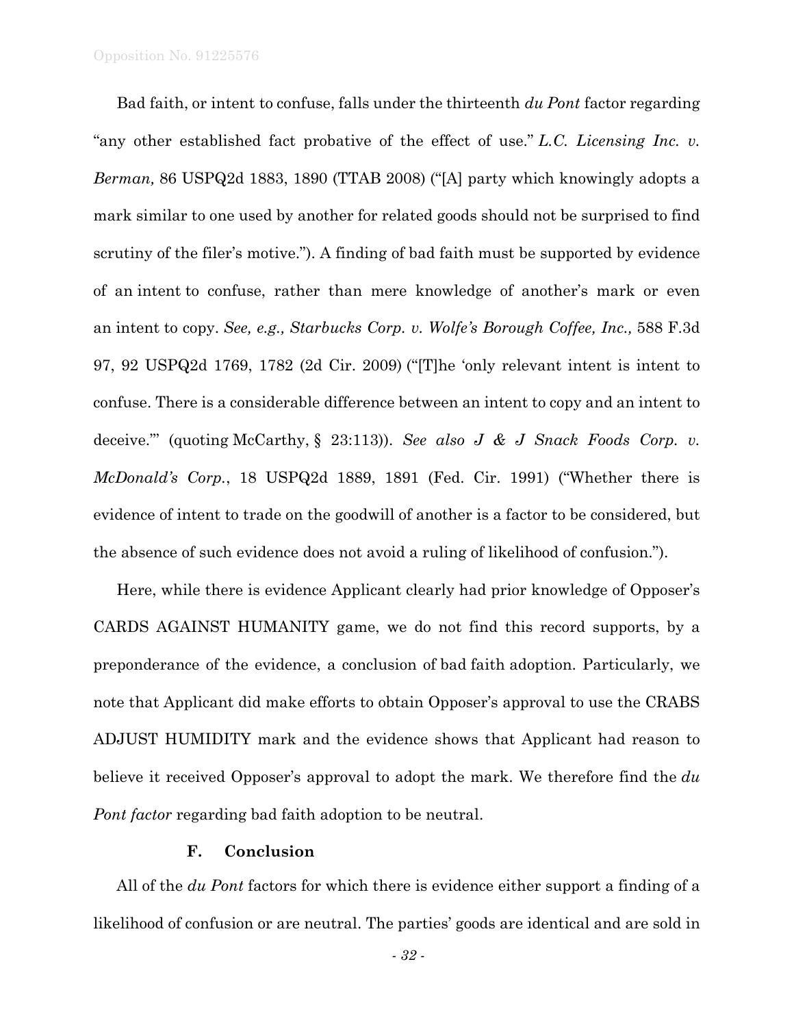Bad faith, or intent to confuse, falls under the thirteenth *du Pont* factor regarding "any other established fact probative of the effect of use." *L.C. Licensing Inc. v. Berman,* 86 USPQ2d 1883, 1890 (TTAB 2008) ("[A] party which knowingly adopts a mark similar to one used by another for related goods should not be surprised to find scrutiny of the filer's motive."). A finding of bad faith must be supported by evidence of an intent to confuse, rather than mere knowledge of another's mark or even an intent to copy. *See, e.g., Starbucks Corp. v. Wolfe's Borough Coffee, Inc.,* 588 F.3d 97, 92 USPQ2d 1769, 1782 (2d Cir. 2009) ("[T]he 'only relevant intent is intent to confuse. There is a considerable difference between an intent to copy and an intent to deceive.'" (quoting McCarthy, § 23:113)). *See also J & J Snack Foods Corp. v. McDonald's Corp.*, 18 USPQ2d 1889, 1891 (Fed. Cir. 1991) ("Whether there is evidence of intent to trade on the goodwill of another is a factor to be considered, but the absence of such evidence does not avoid a ruling of likelihood of confusion.").

Here, while there is evidence Applicant clearly had prior knowledge of Opposer's CARDS AGAINST HUMANITY game, we do not find this record supports, by a preponderance of the evidence, a conclusion of bad faith adoption. Particularly, we note that Applicant did make efforts to obtain Opposer's approval to use the CRABS ADJUST HUMIDITY mark and the evidence shows that Applicant had reason to believe it received Opposer's approval to adopt the mark. We therefore find the *du Pont factor* regarding bad faith adoption to be neutral.

### F. Conclusion

All of the *du Pont* factors for which there is evidence either support a finding of a likelihood of confusion or are neutral. The parties' goods are identical and are sold in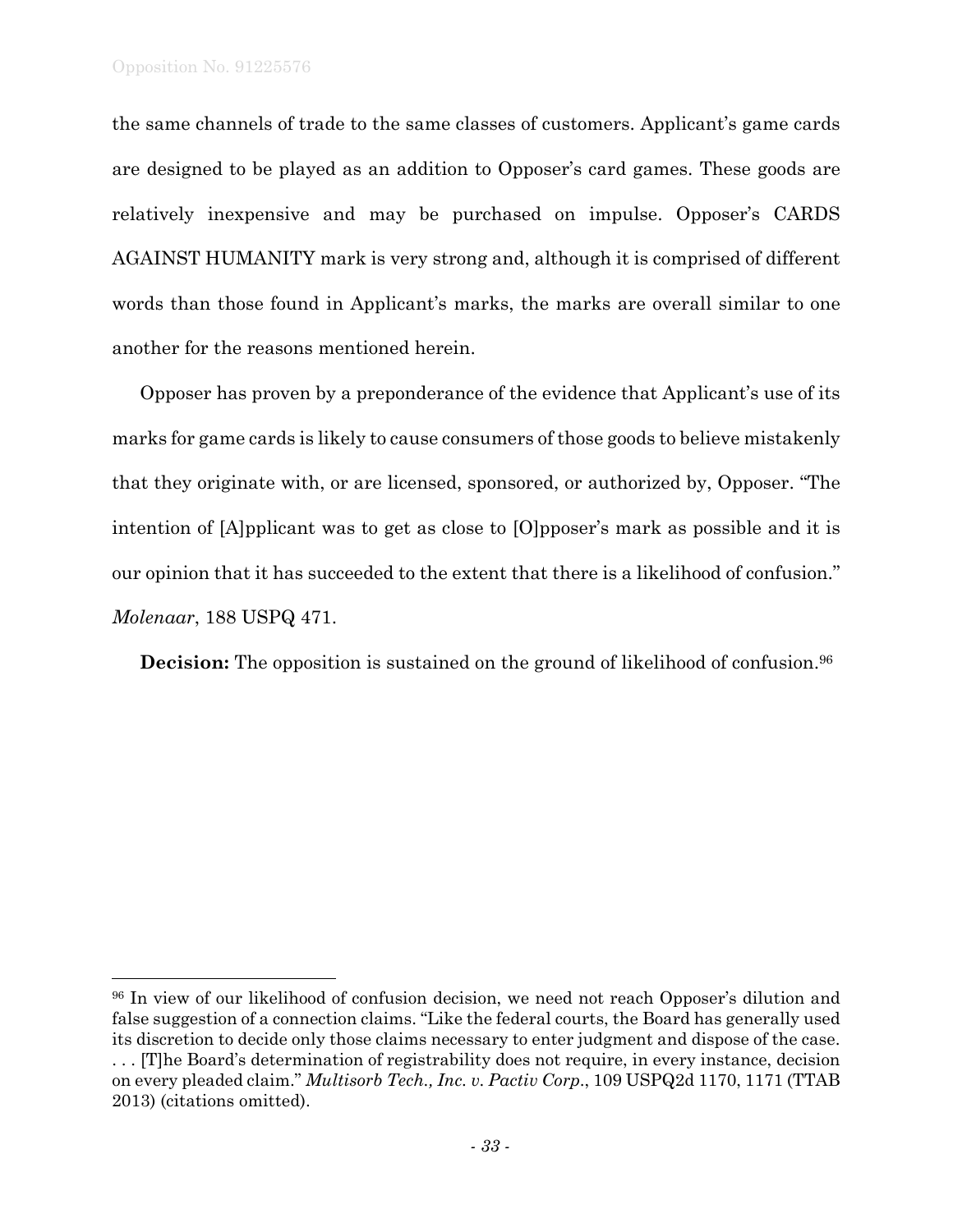the same channels of trade to the same classes of customers. Applicant's game cards are designed to be played as an addition to Opposer's card games. These goods are relatively inexpensive and may be purchased on impulse. Opposer's CARDS AGAINST HUMANITY mark is very strong and, although it is comprised of different words than those found in Applicant's marks, the marks are overall similar to one another for the reasons mentioned herein.

Opposer has proven by a preponderance of the evidence that Applicant's use of its marks for game cards is likely to cause consumers of those goods to believe mistakenly that they originate with, or are licensed, sponsored, or authorized by, Opposer. "The intention of [A]pplicant was to get as close to [O]pposer's mark as possible and it is our opinion that it has succeeded to the extent that there is a likelihood of confusion." *Molenaar*, 188 USPQ 471.

**Decision:** The opposition is sustained on the ground of likelihood of confusion.[96]

---

[96] In view of our likelihood of confusion decision, we need not reach Opposer's dilution and false suggestion of a connection claims. "Like the federal courts, the Board has generally used its discretion to decide only those claims necessary to enter judgment and dispose of the case. . . . [T]he Board's determination of registrability does not require, in every instance, decision on every pleaded claim." *Multisorb Tech., Inc. v. Pactiv Corp*., 109 USPQ2d 1170, 1171 (TTAB 2013) (citations omitted).